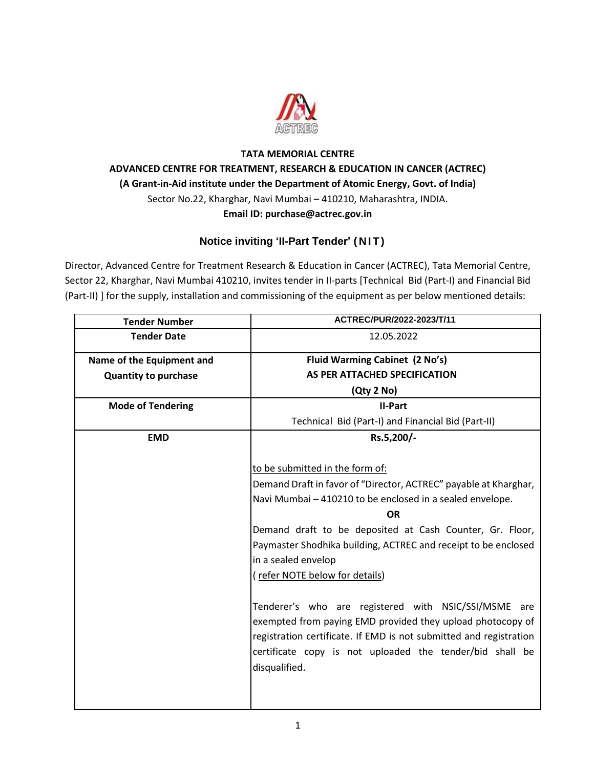**TATA MEMORIAL CENTRE**

**ADVANCED CENTRE FOR TREATMENT, RESEARCH & EDUCATION IN CANCER (ACTREC)**

**(A Grant-in-Aid institute under the Department of Atomic Energy, Govt. of India)**

Sector No.22, Kharghar, Navi Mumbai – 410210, Maharashtra, INDIA.

**Email ID: purchase@actrec.gov.in**

## Notice inviting 'II-Part Tender' (NIT)

Director, Advanced Centre for Treatment Research & Education in Cancer (ACTREC), Tata Memorial Centre, Sector 22, Kharghar, Navi Mumbai 410210, invites tender in II-parts [Technical Bid (Part-I) and Financial Bid (Part-II) ] for the supply, installation and commissioning of the equipment as per below mentioned details:

| **Tender Number** | **ACTREC/PUR/2022-2023/T/11** |
|---|---|
| **Tender Date** | 12.05.2022 |
| **Name of the Equipment and Quantity to purchase** | **Fluid Warming Cabinet (2 No's)**<br>**AS PER ATTACHED SPECIFICATION**<br>**(Qty 2 No)** |
| **Mode of Tendering** | **II-Part**<br>Technical Bid (Part-I) and Financial Bid (Part-II) |
| **EMD** | **Rs.5,200/-**<br><br>to be submitted in the form of:<br>Demand Draft in favor of "Director, ACTREC" payable at Kharghar, Navi Mumbai – 410210 to be enclosed in a sealed envelope.<br>**OR**<br>Demand draft to be deposited at Cash Counter, Gr. Floor, Paymaster Shodhika building, ACTREC and receipt to be enclosed in a sealed envelop<br>( refer NOTE below for details)<br><br>Tenderer's who are registered with NSIC/SSI/MSME are exempted from paying EMD provided they upload photocopy of registration certificate. If EMD is not submitted and registration certificate copy is not uploaded the tender/bid shall be disqualified. |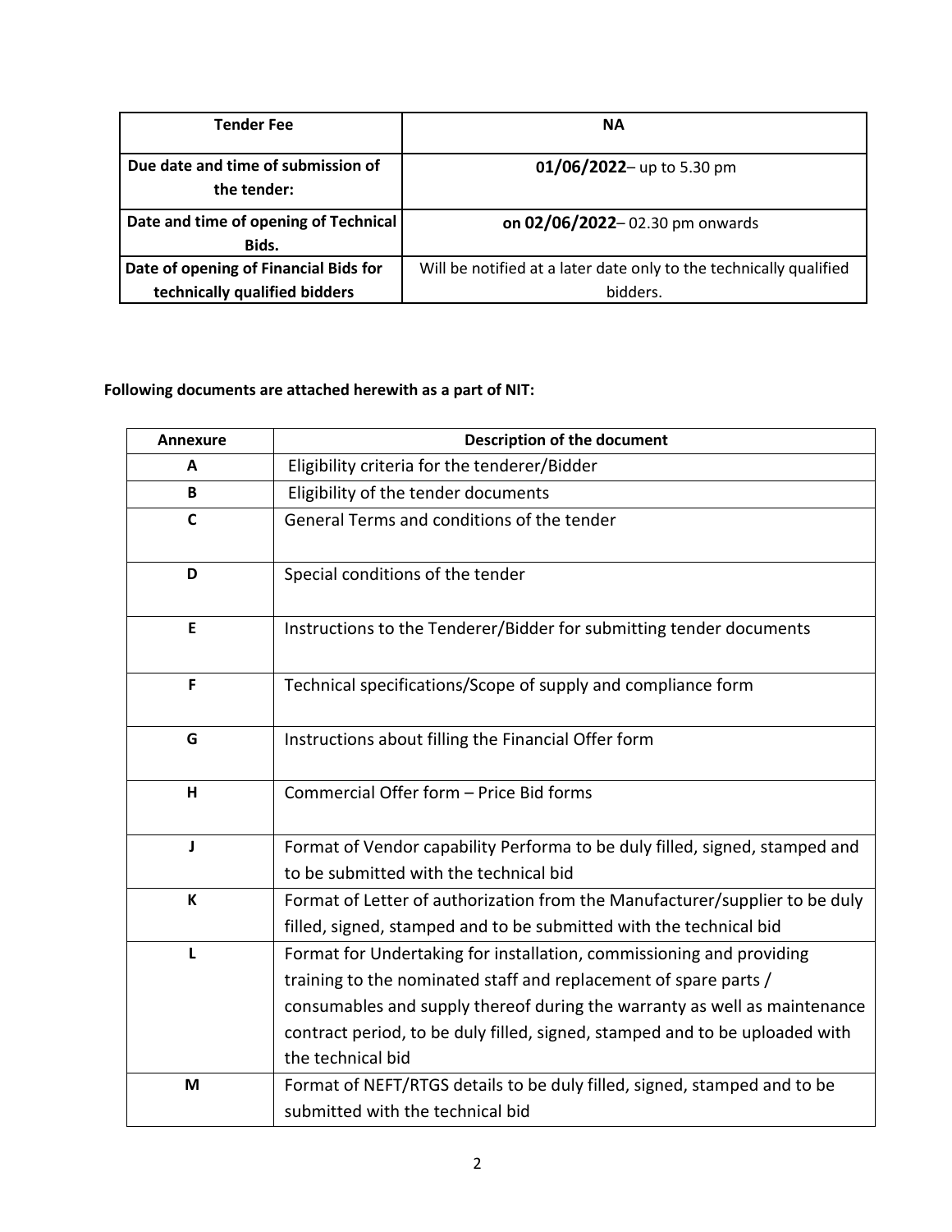| **Tender Fee** | **NA** |
|---|---|
| **Due date and time of submission of the tender:** | **01/06/2022**– up to 5.30 pm |
| **Date and time of opening of Technical Bids.** | **on 02/06/2022**– 02.30 pm onwards |
| **Date of opening of Financial Bids for technically qualified bidders** | Will be notified at a later date only to the technically qualified bidders. |

**Following documents are attached herewith as a part of NIT:**

| Annexure | Description of the document |
|---|---|
| **A** | Eligibility criteria for the tenderer/Bidder |
| **B** | Eligibility of the tender documents |
| **C** | General Terms and conditions of the tender |
| **D** | Special conditions of the tender |
| **E** | Instructions to the Tenderer/Bidder for submitting tender documents |
| **F** | Technical specifications/Scope of supply and compliance form |
| **G** | Instructions about filling the Financial Offer form |
| **H** | Commercial Offer form – Price Bid forms |
| **J** | Format of Vendor capability Performa to be duly filled, signed, stamped and to be submitted with the technical bid |
| **K** | Format of Letter of authorization from the Manufacturer/supplier to be duly filled, signed, stamped and to be submitted with the technical bid |
| **L** | Format for Undertaking for installation, commissioning and providing training to the nominated staff and replacement of spare parts / consumables and supply thereof during the warranty as well as maintenance contract period, to be duly filled, signed, stamped and to be uploaded with the technical bid |
| **M** | Format of NEFT/RTGS details to be duly filled, signed, stamped and to be submitted with the technical bid |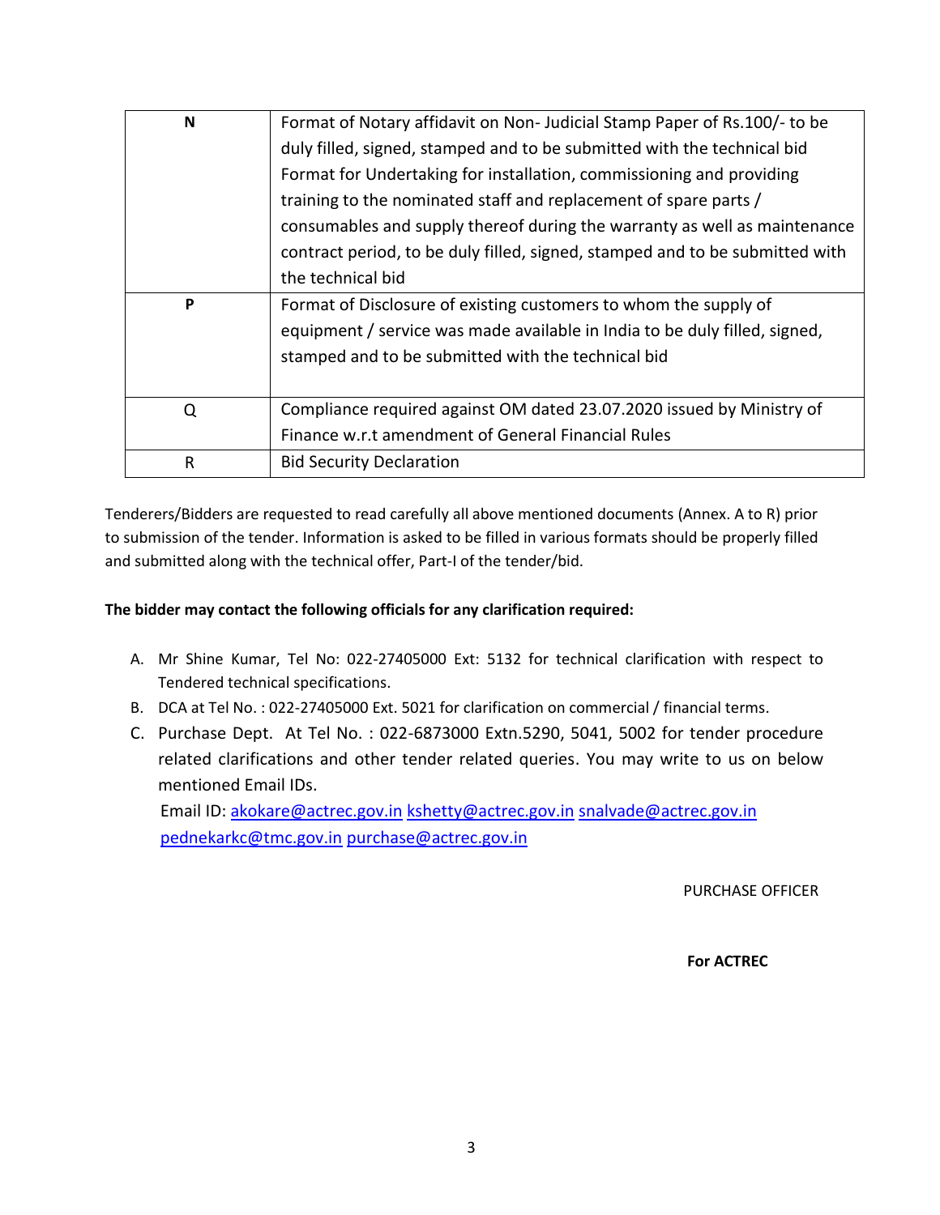| N | Format of Notary affidavit on Non- Judicial Stamp Paper of Rs.100/- to be duly filled, signed, stamped and to be submitted with the technical bid Format for Undertaking for installation, commissioning and providing training to the nominated staff and replacement of spare parts / consumables and supply thereof during the warranty as well as maintenance contract period, to be duly filled, signed, stamped and to be submitted with the technical bid |
|---|---|
| P | Format of Disclosure of existing customers to whom the supply of equipment / service was made available in India to be duly filled, signed, stamped and to be submitted with the technical bid |
| Q | Compliance required against OM dated 23.07.2020 issued by Ministry of Finance w.r.t amendment of General Financial Rules |
| R | Bid Security Declaration |

Tenderers/Bidders are requested to read carefully all above mentioned documents (Annex. A to R) prior to submission of the tender. Information is asked to be filled in various formats should be properly filled and submitted along with the technical offer, Part-I of the tender/bid.

**The bidder may contact the following officials for any clarification required:**

A. Mr Shine Kumar, Tel No: 022-27405000 Ext: 5132 for technical clarification with respect to Tendered technical specifications.
B. DCA at Tel No. : 022-27405000 Ext. 5021 for clarification on commercial / financial terms.
C. Purchase Dept. At Tel No. : 022-6873000 Extn.5290, 5041, 5002 for tender procedure related clarifications and other tender related queries. You may write to us on below mentioned Email IDs.

   Email ID: akokare@actrec.gov.in kshetty@actrec.gov.in snalvade@actrec.gov.in pednekarkc@tmc.gov.in purchase@actrec.gov.in

PURCHASE OFFICER

**For ACTREC**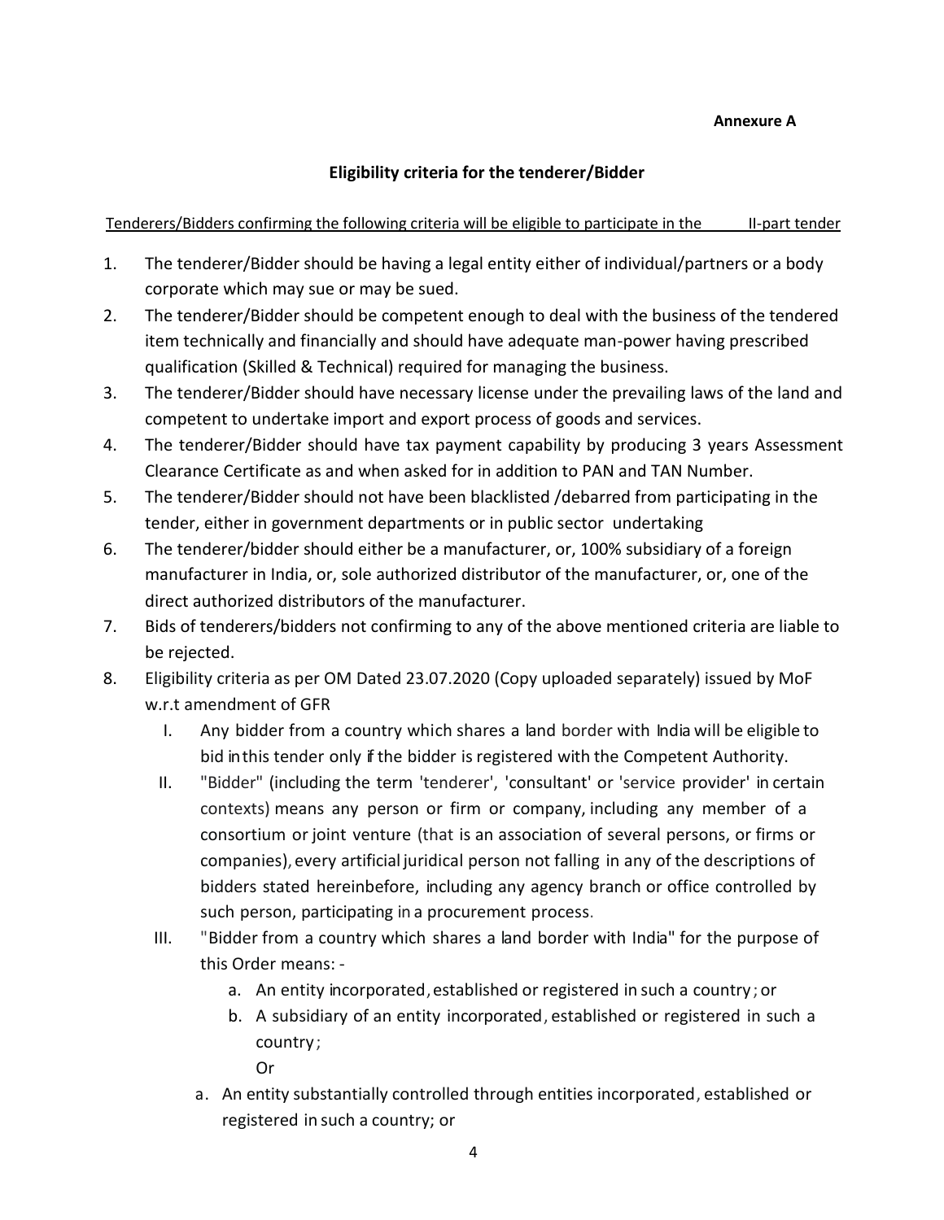**Annexure A**

## Eligibility criteria for the tenderer/Bidder

<u>Tenderers/Bidders confirming the following criteria will be eligible to participate in the II-part tender</u>

1. The tenderer/Bidder should be having a legal entity either of individual/partners or a body corporate which may sue or may be sued.
2. The tenderer/Bidder should be competent enough to deal with the business of the tendered item technically and financially and should have adequate man-power having prescribed qualification (Skilled & Technical) required for managing the business.
3. The tenderer/Bidder should have necessary license under the prevailing laws of the land and competent to undertake import and export process of goods and services.
4. The tenderer/Bidder should have tax payment capability by producing 3 years Assessment Clearance Certificate as and when asked for in addition to PAN and TAN Number.
5. The tenderer/Bidder should not have been blacklisted /debarred from participating in the tender, either in government departments or in public sector undertaking
6. The tenderer/bidder should either be a manufacturer, or, 100% subsidiary of a foreign manufacturer in India, or, sole authorized distributor of the manufacturer, or, one of the direct authorized distributors of the manufacturer.
7. Bids of tenderers/bidders not confirming to any of the above mentioned criteria are liable to be rejected.
8. Eligibility criteria as per OM Dated 23.07.2020 (Copy uploaded separately) issued by MoF w.r.t amendment of GFR
   - I. Any bidder from a country which shares a land border with India will be eligible to bid in this tender only if the bidder is registered with the Competent Authority.
   - II. "Bidder" (including the term 'tenderer', 'consultant' or 'service provider' in certain contexts) means any person or firm or company, including any member of a consortium or joint venture (that is an association of several persons, or firms or companies), every artificial juridical person not falling in any of the descriptions of bidders stated hereinbefore, including any agency branch or office controlled by such person, participating in a procurement process.
   - III. "Bidder from a country which shares a land border with India" for the purpose of this Order means: -
     - a. An entity incorporated, established or registered in such a country ; or
     - b. A subsidiary of an entity incorporated, established or registered in such a country ;

       Or
   - a. An entity substantially controlled through entities incorporated, established or registered in such a country; or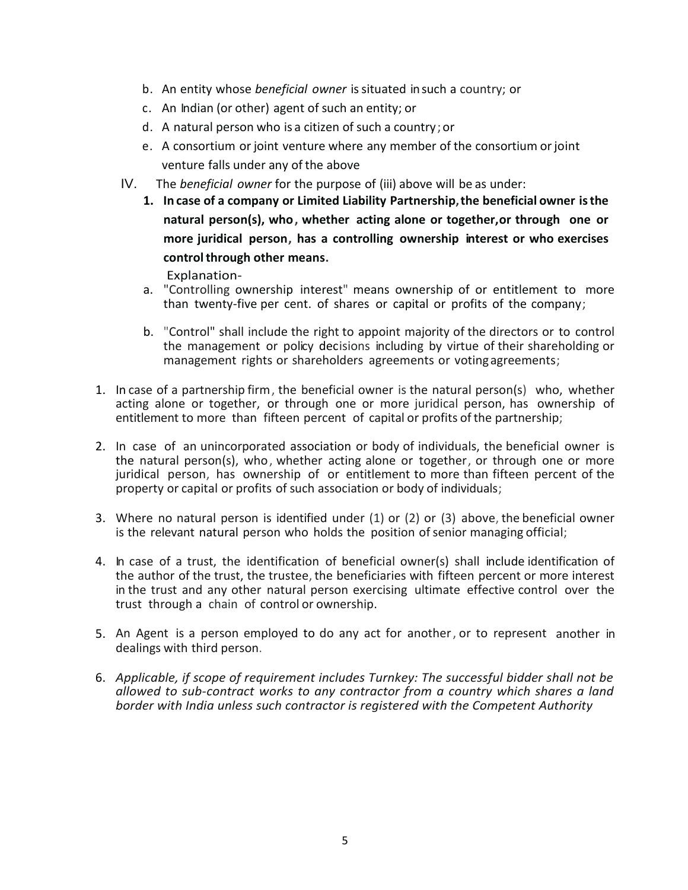b. An entity whose *beneficial owner* is situated in such a country; or

c. An Indian (or other) agent of such an entity; or

d. A natural person who is a citizen of such a country; or

e. A consortium or joint venture where any member of the consortium or joint venture falls under any of the above

IV. The *beneficial owner* for the purpose of (iii) above will be as under:

**1. In case of a company or Limited Liability Partnership, the beneficial owner is the natural person(s), who, whether acting alone or together, or through one or more juridical person, has a controlling ownership interest or who exercises control through other means.**

Explanation-

a. "Controlling ownership interest" means ownership of or entitlement to more than twenty-five per cent. of shares or capital or profits of the company;

b. "Control" shall include the right to appoint majority of the directors or to control the management or policy decisions including by virtue of their shareholding or management rights or shareholders agreements or voting agreements;

1. In case of a partnership firm, the beneficial owner is the natural person(s) who, whether acting alone or together, or through one or more juridical person, has ownership of entitlement to more than fifteen percent of capital or profits of the partnership;
2. In case of an unincorporated association or body of individuals, the beneficial owner is the natural person(s), who, whether acting alone or together, or through one or more juridical person, has ownership of or entitlement to more than fifteen percent of the property or capital or profits of such association or body of individuals;
3. Where no natural person is identified under (1) or (2) or (3) above, the beneficial owner is the relevant natural person who holds the position of senior managing official;
4. In case of a trust, the identification of beneficial owner(s) shall include identification of the author of the trust, the trustee, the beneficiaries with fifteen percent or more interest in the trust and any other natural person exercising ultimate effective control over the trust through a chain of control or ownership.
5. An Agent is a person employed to do any act for another, or to represent another in dealings with third person.
6. *Applicable, if scope of requirement includes Turnkey: The successful bidder shall not be allowed to sub-contract works to any contractor from a country which shares a land border with India unless such contractor is registered with the Competent Authority*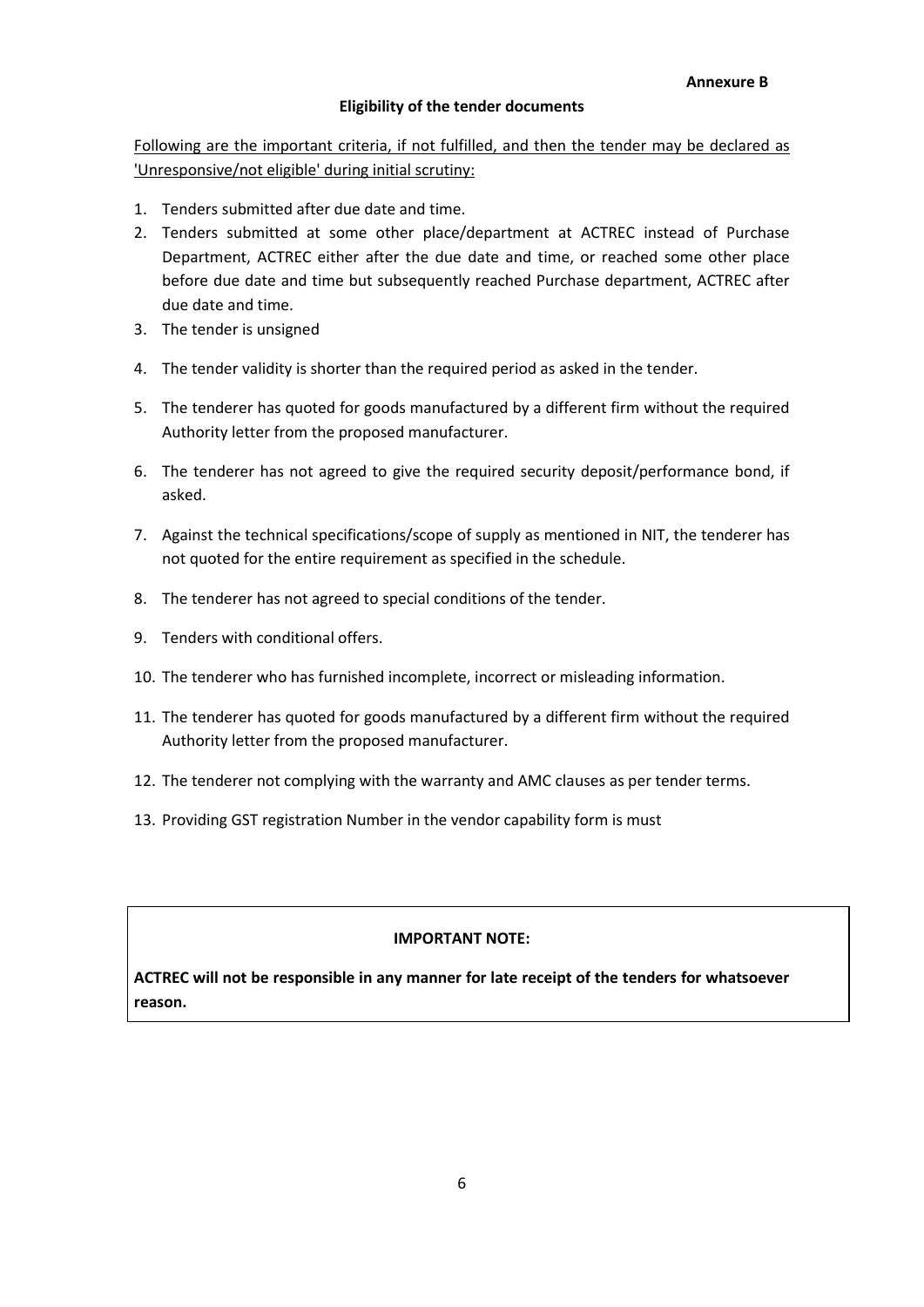**Annexure B**

**Eligibility of the tender documents**

Following are the important criteria, if not fulfilled, and then the tender may be declared as 'Unresponsive/not eligible' during initial scrutiny:

1. Tenders submitted after due date and time.
2. Tenders submitted at some other place/department at ACTREC instead of Purchase Department, ACTREC either after the due date and time, or reached some other place before due date and time but subsequently reached Purchase department, ACTREC after due date and time.
3. The tender is unsigned
4. The tender validity is shorter than the required period as asked in the tender.
5. The tenderer has quoted for goods manufactured by a different firm without the required Authority letter from the proposed manufacturer.
6. The tenderer has not agreed to give the required security deposit/performance bond, if asked.
7. Against the technical specifications/scope of supply as mentioned in NIT, the tenderer has not quoted for the entire requirement as specified in the schedule.
8. The tenderer has not agreed to special conditions of the tender.
9. Tenders with conditional offers.
10. The tenderer who has furnished incomplete, incorrect or misleading information.
11. The tenderer has quoted for goods manufactured by a different firm without the required Authority letter from the proposed manufacturer.
12. The tenderer not complying with the warranty and AMC clauses as per tender terms.
13. Providing GST registration Number in the vendor capability form is must

**IMPORTANT NOTE:**

**ACTREC will not be responsible in any manner for late receipt of the tenders for whatsoever reason.**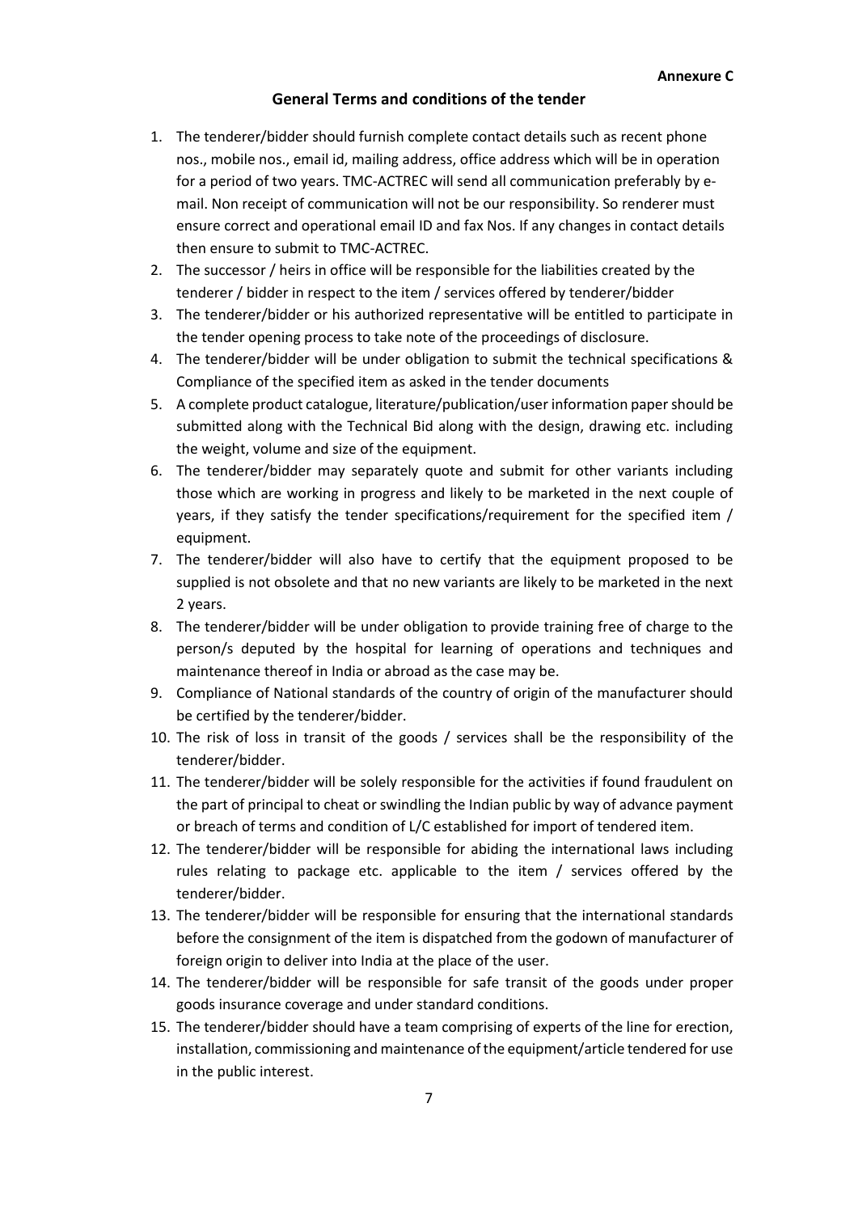**Annexure C**

## General Terms and conditions of the tender

1. The tenderer/bidder should furnish complete contact details such as recent phone nos., mobile nos., email id, mailing address, office address which will be in operation for a period of two years. TMC-ACTREC will send all communication preferably by e-mail. Non receipt of communication will not be our responsibility. So renderer must ensure correct and operational email ID and fax Nos. If any changes in contact details then ensure to submit to TMC-ACTREC.
2. The successor / heirs in office will be responsible for the liabilities created by the tenderer / bidder in respect to the item / services offered by tenderer/bidder
3. The tenderer/bidder or his authorized representative will be entitled to participate in the tender opening process to take note of the proceedings of disclosure.
4. The tenderer/bidder will be under obligation to submit the technical specifications & Compliance of the specified item as asked in the tender documents
5. A complete product catalogue, literature/publication/user information paper should be submitted along with the Technical Bid along with the design, drawing etc. including the weight, volume and size of the equipment.
6. The tenderer/bidder may separately quote and submit for other variants including those which are working in progress and likely to be marketed in the next couple of years, if they satisfy the tender specifications/requirement for the specified item / equipment.
7. The tenderer/bidder will also have to certify that the equipment proposed to be supplied is not obsolete and that no new variants are likely to be marketed in the next 2 years.
8. The tenderer/bidder will be under obligation to provide training free of charge to the person/s deputed by the hospital for learning of operations and techniques and maintenance thereof in India or abroad as the case may be.
9. Compliance of National standards of the country of origin of the manufacturer should be certified by the tenderer/bidder.
10. The risk of loss in transit of the goods / services shall be the responsibility of the tenderer/bidder.
11. The tenderer/bidder will be solely responsible for the activities if found fraudulent on the part of principal to cheat or swindling the Indian public by way of advance payment or breach of terms and condition of L/C established for import of tendered item.
12. The tenderer/bidder will be responsible for abiding the international laws including rules relating to package etc. applicable to the item / services offered by the tenderer/bidder.
13. The tenderer/bidder will be responsible for ensuring that the international standards before the consignment of the item is dispatched from the godown of manufacturer of foreign origin to deliver into India at the place of the user.
14. The tenderer/bidder will be responsible for safe transit of the goods under proper goods insurance coverage and under standard conditions.
15. The tenderer/bidder should have a team comprising of experts of the line for erection, installation, commissioning and maintenance of the equipment/article tendered for use in the public interest.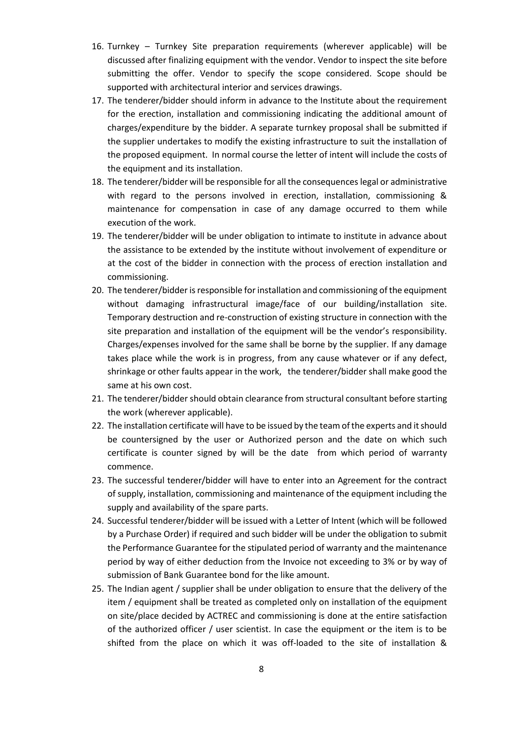16. Turnkey – Turnkey Site preparation requirements (wherever applicable) will be discussed after finalizing equipment with the vendor. Vendor to inspect the site before submitting the offer. Vendor to specify the scope considered. Scope should be supported with architectural interior and services drawings.
17. The tenderer/bidder should inform in advance to the Institute about the requirement for the erection, installation and commissioning indicating the additional amount of charges/expenditure by the bidder. A separate turnkey proposal shall be submitted if the supplier undertakes to modify the existing infrastructure to suit the installation of the proposed equipment. In normal course the letter of intent will include the costs of the equipment and its installation.
18. The tenderer/bidder will be responsible for all the consequences legal or administrative with regard to the persons involved in erection, installation, commissioning & maintenance for compensation in case of any damage occurred to them while execution of the work.
19. The tenderer/bidder will be under obligation to intimate to institute in advance about the assistance to be extended by the institute without involvement of expenditure or at the cost of the bidder in connection with the process of erection installation and commissioning.
20. The tenderer/bidder is responsible for installation and commissioning of the equipment without damaging infrastructural image/face of our building/installation site. Temporary destruction and re-construction of existing structure in connection with the site preparation and installation of the equipment will be the vendor's responsibility. Charges/expenses involved for the same shall be borne by the supplier. If any damage takes place while the work is in progress, from any cause whatever or if any defect, shrinkage or other faults appear in the work, the tenderer/bidder shall make good the same at his own cost.
21. The tenderer/bidder should obtain clearance from structural consultant before starting the work (wherever applicable).
22. The installation certificate will have to be issued by the team of the experts and it should be countersigned by the user or Authorized person and the date on which such certificate is counter signed by will be the date from which period of warranty commence.
23. The successful tenderer/bidder will have to enter into an Agreement for the contract of supply, installation, commissioning and maintenance of the equipment including the supply and availability of the spare parts.
24. Successful tenderer/bidder will be issued with a Letter of Intent (which will be followed by a Purchase Order) if required and such bidder will be under the obligation to submit the Performance Guarantee for the stipulated period of warranty and the maintenance period by way of either deduction from the Invoice not exceeding to 3% or by way of submission of Bank Guarantee bond for the like amount.
25. The Indian agent / supplier shall be under obligation to ensure that the delivery of the item / equipment shall be treated as completed only on installation of the equipment on site/place decided by ACTREC and commissioning is done at the entire satisfaction of the authorized officer / user scientist. In case the equipment or the item is to be shifted from the place on which it was off-loaded to the site of installation &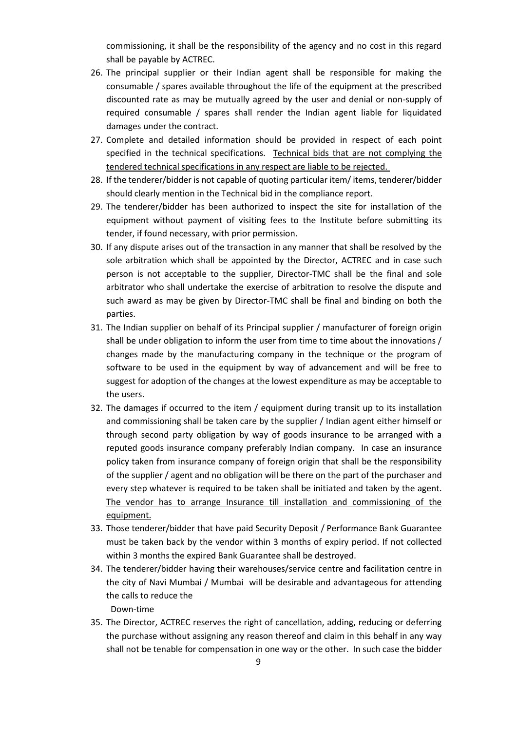commissioning, it shall be the responsibility of the agency and no cost in this regard shall be payable by ACTREC.

26. The principal supplier or their Indian agent shall be responsible for making the consumable / spares available throughout the life of the equipment at the prescribed discounted rate as may be mutually agreed by the user and denial or non-supply of required consumable / spares shall render the Indian agent liable for liquidated damages under the contract.
27. Complete and detailed information should be provided in respect of each point specified in the technical specifications. Technical bids that are not complying the tendered technical specifications in any respect are liable to be rejected.
28. If the tenderer/bidder is not capable of quoting particular item/ items, tenderer/bidder should clearly mention in the Technical bid in the compliance report.
29. The tenderer/bidder has been authorized to inspect the site for installation of the equipment without payment of visiting fees to the Institute before submitting its tender, if found necessary, with prior permission.
30. If any dispute arises out of the transaction in any manner that shall be resolved by the sole arbitration which shall be appointed by the Director, ACTREC and in case such person is not acceptable to the supplier, Director-TMC shall be the final and sole arbitrator who shall undertake the exercise of arbitration to resolve the dispute and such award as may be given by Director-TMC shall be final and binding on both the parties.
31. The Indian supplier on behalf of its Principal supplier / manufacturer of foreign origin shall be under obligation to inform the user from time to time about the innovations / changes made by the manufacturing company in the technique or the program of software to be used in the equipment by way of advancement and will be free to suggest for adoption of the changes at the lowest expenditure as may be acceptable to the users.
32. The damages if occurred to the item / equipment during transit up to its installation and commissioning shall be taken care by the supplier / Indian agent either himself or through second party obligation by way of goods insurance to be arranged with a reputed goods insurance company preferably Indian company. In case an insurance policy taken from insurance company of foreign origin that shall be the responsibility of the supplier / agent and no obligation will be there on the part of the purchaser and every step whatever is required to be taken shall be initiated and taken by the agent. The vendor has to arrange Insurance till installation and commissioning of the equipment.
33. Those tenderer/bidder that have paid Security Deposit / Performance Bank Guarantee must be taken back by the vendor within 3 months of expiry period. If not collected within 3 months the expired Bank Guarantee shall be destroyed.
34. The tenderer/bidder having their warehouses/service centre and facilitation centre in the city of Navi Mumbai / Mumbai will be desirable and advantageous for attending the calls to reduce the
    Down-time
35. The Director, ACTREC reserves the right of cancellation, adding, reducing or deferring the purchase without assigning any reason thereof and claim in this behalf in any way shall not be tenable for compensation in one way or the other. In such case the bidder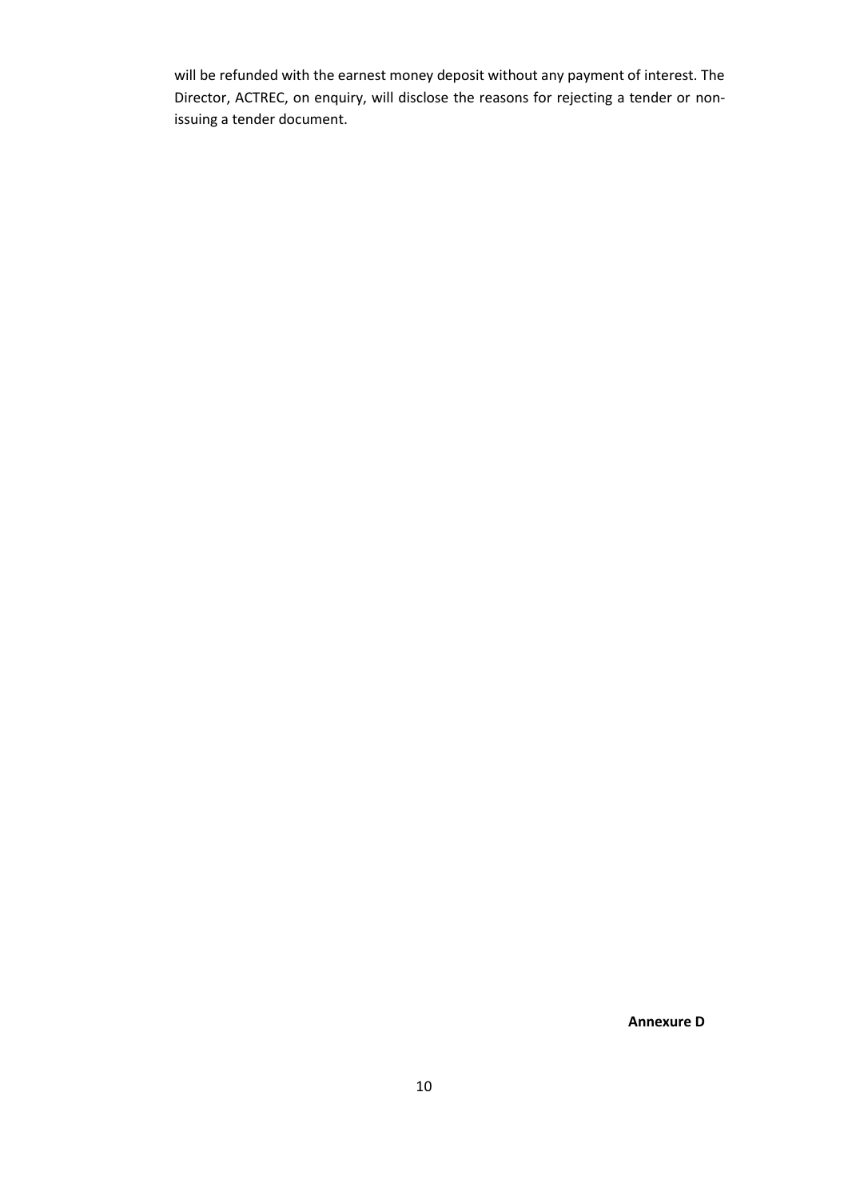will be refunded with the earnest money deposit without any payment of interest. The Director, ACTREC, on enquiry, will disclose the reasons for rejecting a tender or non-issuing a tender document.

**Annexure D**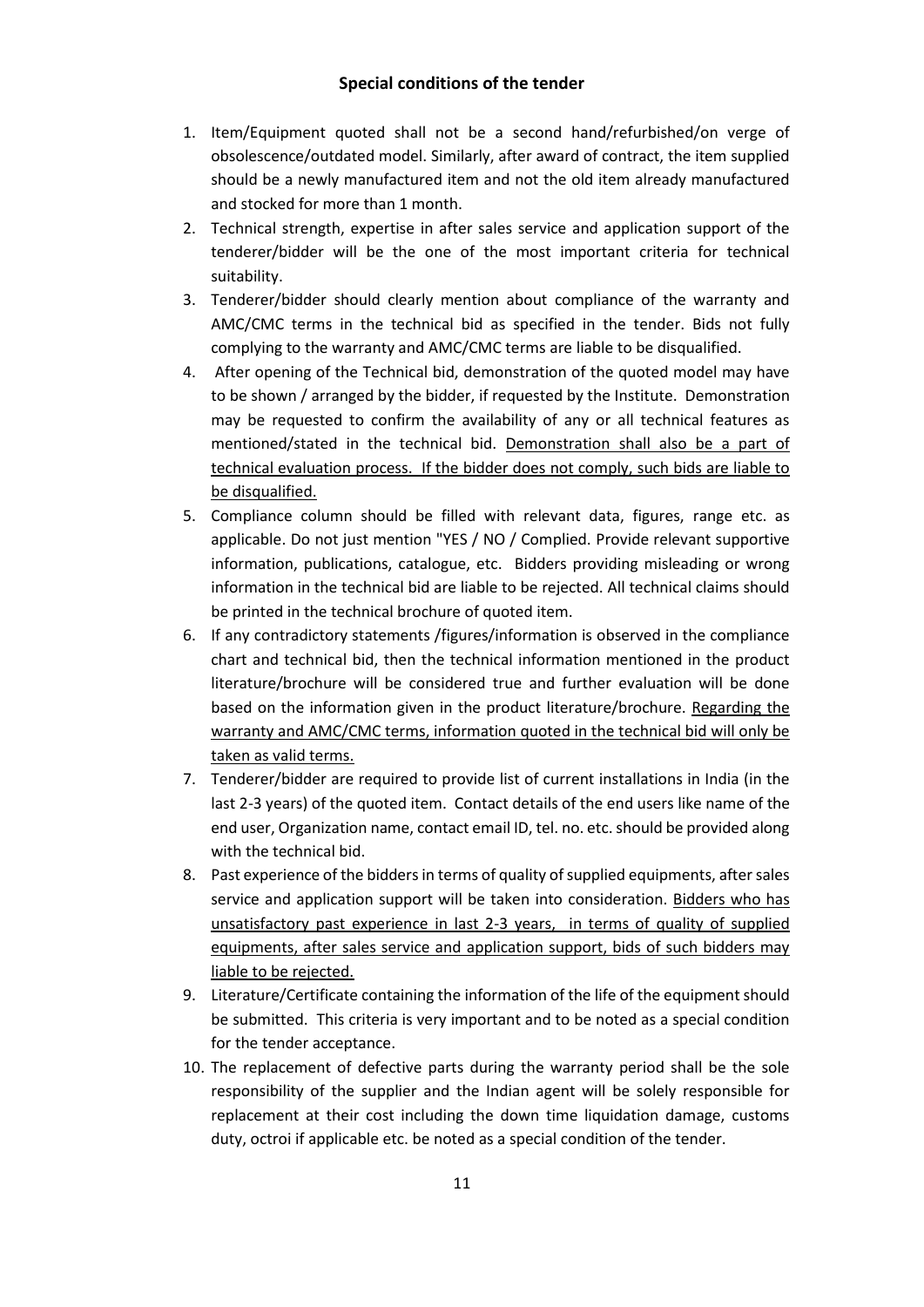## Special conditions of the tender

1. Item/Equipment quoted shall not be a second hand/refurbished/on verge of obsolescence/outdated model. Similarly, after award of contract, the item supplied should be a newly manufactured item and not the old item already manufactured and stocked for more than 1 month.
2. Technical strength, expertise in after sales service and application support of the tenderer/bidder will be the one of the most important criteria for technical suitability.
3. Tenderer/bidder should clearly mention about compliance of the warranty and AMC/CMC terms in the technical bid as specified in the tender. Bids not fully complying to the warranty and AMC/CMC terms are liable to be disqualified.
4. After opening of the Technical bid, demonstration of the quoted model may have to be shown / arranged by the bidder, if requested by the Institute. Demonstration may be requested to confirm the availability of any or all technical features as mentioned/stated in the technical bid. <u>Demonstration shall also be a part of technical evaluation process. If the bidder does not comply, such bids are liable to be disqualified.</u>
5. Compliance column should be filled with relevant data, figures, range etc. as applicable. Do not just mention "YES / NO / Complied. Provide relevant supportive information, publications, catalogue, etc. Bidders providing misleading or wrong information in the technical bid are liable to be rejected. All technical claims should be printed in the technical brochure of quoted item.
6. If any contradictory statements /figures/information is observed in the compliance chart and technical bid, then the technical information mentioned in the product literature/brochure will be considered true and further evaluation will be done based on the information given in the product literature/brochure. <u>Regarding the warranty and AMC/CMC terms, information quoted in the technical bid will only be taken as valid terms.</u>
7. Tenderer/bidder are required to provide list of current installations in India (in the last 2-3 years) of the quoted item. Contact details of the end users like name of the end user, Organization name, contact email ID, tel. no. etc. should be provided along with the technical bid.
8. Past experience of the bidders in terms of quality of supplied equipments, after sales service and application support will be taken into consideration. <u>Bidders who has unsatisfactory past experience in last 2-3 years, in terms of quality of supplied equipments, after sales service and application support, bids of such bidders may liable to be rejected.</u>
9. Literature/Certificate containing the information of the life of the equipment should be submitted. This criteria is very important and to be noted as a special condition for the tender acceptance.
10. The replacement of defective parts during the warranty period shall be the sole responsibility of the supplier and the Indian agent will be solely responsible for replacement at their cost including the down time liquidation damage, customs duty, octroi if applicable etc. be noted as a special condition of the tender.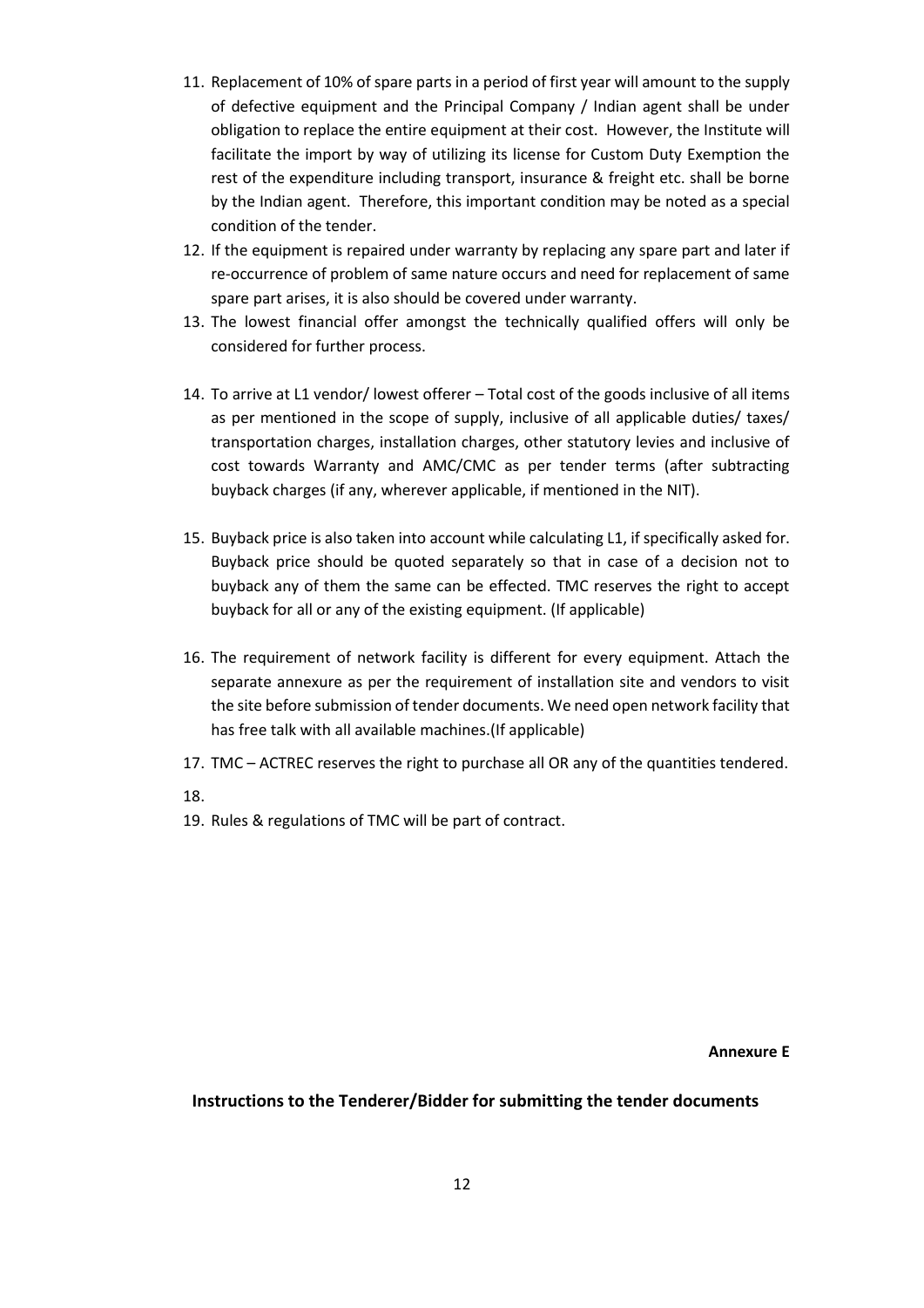11. Replacement of 10% of spare parts in a period of first year will amount to the supply of defective equipment and the Principal Company / Indian agent shall be under obligation to replace the entire equipment at their cost. However, the Institute will facilitate the import by way of utilizing its license for Custom Duty Exemption the rest of the expenditure including transport, insurance & freight etc. shall be borne by the Indian agent. Therefore, this important condition may be noted as a special condition of the tender.
12. If the equipment is repaired under warranty by replacing any spare part and later if re-occurrence of problem of same nature occurs and need for replacement of same spare part arises, it is also should be covered under warranty.
13. The lowest financial offer amongst the technically qualified offers will only be considered for further process.
14. To arrive at L1 vendor/ lowest offerer – Total cost of the goods inclusive of all items as per mentioned in the scope of supply, inclusive of all applicable duties/ taxes/ transportation charges, installation charges, other statutory levies and inclusive of cost towards Warranty and AMC/CMC as per tender terms (after subtracting buyback charges (if any, wherever applicable, if mentioned in the NIT).
15. Buyback price is also taken into account while calculating L1, if specifically asked for. Buyback price should be quoted separately so that in case of a decision not to buyback any of them the same can be effected. TMC reserves the right to accept buyback for all or any of the existing equipment. (If applicable)
16. The requirement of network facility is different for every equipment. Attach the separate annexure as per the requirement of installation site and vendors to visit the site before submission of tender documents. We need open network facility that has free talk with all available machines.(If applicable)
17. TMC – ACTREC reserves the right to purchase all OR any of the quantities tendered.
18. 
19. Rules & regulations of TMC will be part of contract.

**Annexure E**

**Instructions to the Tenderer/Bidder for submitting the tender documents**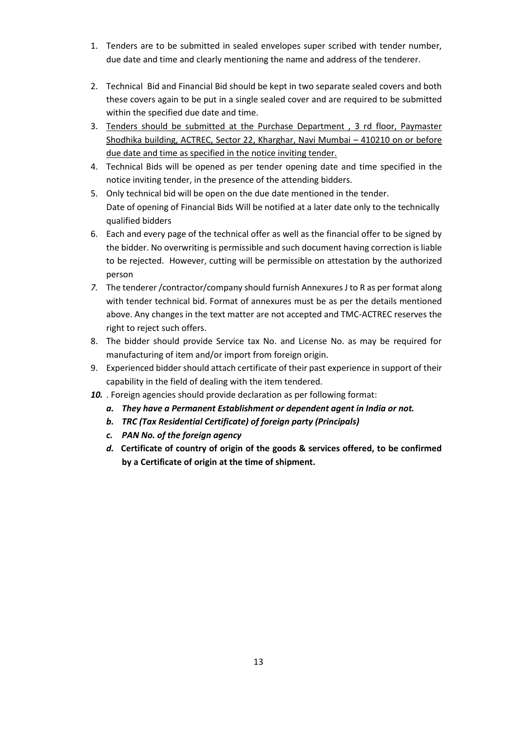1. Tenders are to be submitted in sealed envelopes super scribed with tender number, due date and time and clearly mentioning the name and address of the tenderer.
2. Technical Bid and Financial Bid should be kept in two separate sealed covers and both these covers again to be put in a single sealed cover and are required to be submitted within the specified due date and time.
3. <u>Tenders should be submitted at the Purchase Department , 3 rd floor, Paymaster Shodhika building, ACTREC, Sector 22, Kharghar, Navi Mumbai – 410210 on or before due date and time as specified in the notice inviting tender.</u>
4. Technical Bids will be opened as per tender opening date and time specified in the notice inviting tender, in the presence of the attending bidders.
5. Only technical bid will be open on the due date mentioned in the tender.
   Date of opening of Financial Bids Will be notified at a later date only to the technically qualified bidders
6. Each and every page of the technical offer as well as the financial offer to be signed by the bidder. No overwriting is permissible and such document having correction is liable to be rejected. However, cutting will be permissible on attestation by the authorized person
7. The tenderer /contractor/company should furnish Annexures J to R as per format along with tender technical bid. Format of annexures must be as per the details mentioned above. Any changes in the text matter are not accepted and TMC-ACTREC reserves the right to reject such offers.
8. The bidder should provide Service tax No. and License No. as may be required for manufacturing of item and/or import from foreign origin.
9. Experienced bidder should attach certificate of their past experience in support of their capability in the field of dealing with the item tendered.
10. . Foreign agencies should provide declaration as per following format:
    a. ***They have a Permanent Establishment or dependent agent in India or not.***
    b. ***TRC (Tax Residential Certificate) of foreign party (Principals)***
    c. ***PAN No. of the foreign agency***
    d. **Certificate of country of origin of the goods & services offered, to be confirmed by a Certificate of origin at the time of shipment.**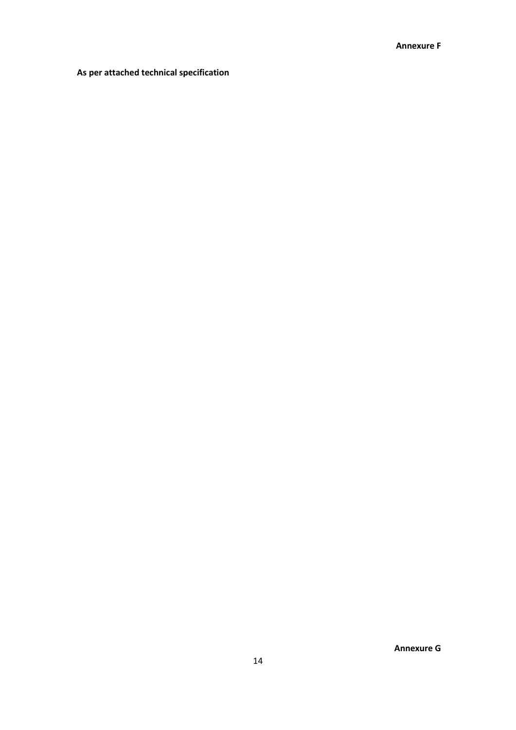**Annexure F**

**As per attached technical specification**

**Annexure G**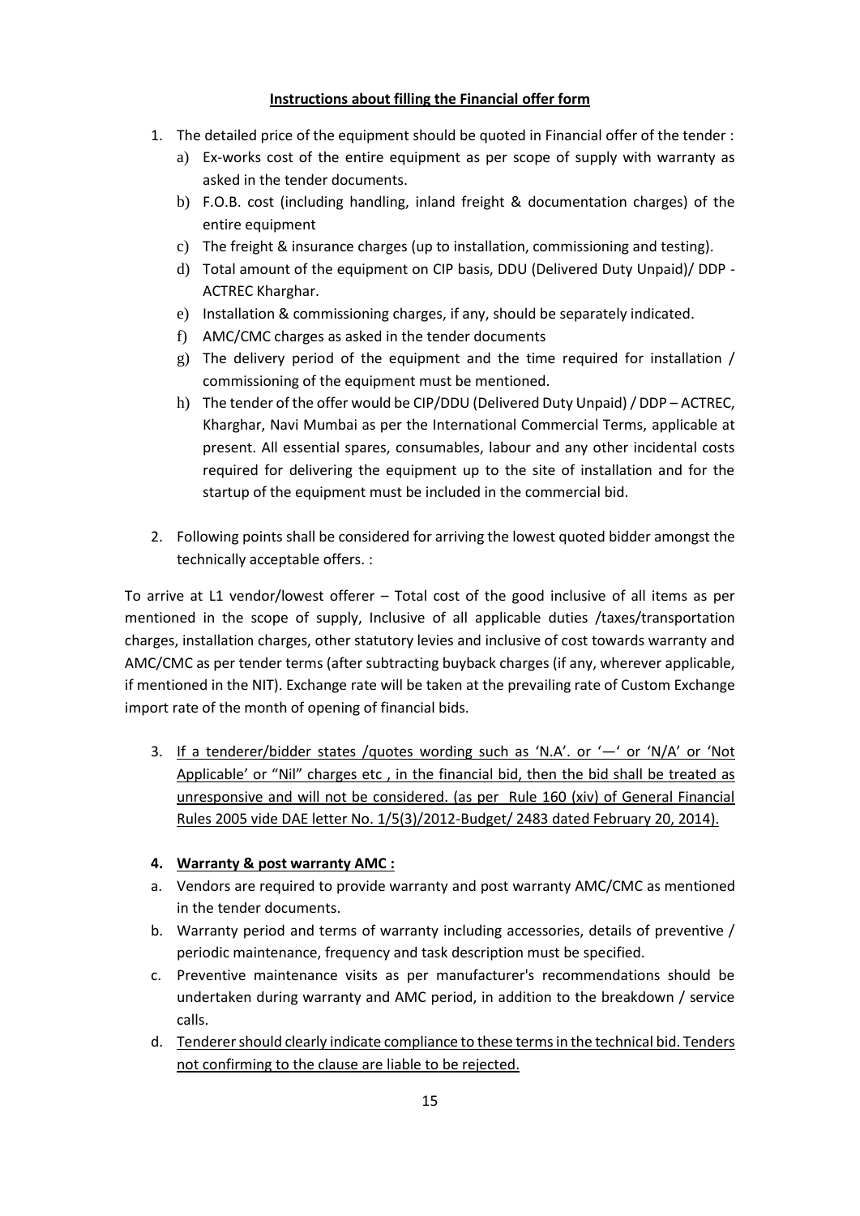**Instructions about filling the Financial offer form**

1. The detailed price of the equipment should be quoted in Financial offer of the tender :
   a) Ex-works cost of the entire equipment as per scope of supply with warranty as asked in the tender documents.
   b) F.O.B. cost (including handling, inland freight & documentation charges) of the entire equipment
   c) The freight & insurance charges (up to installation, commissioning and testing).
   d) Total amount of the equipment on CIP basis, DDU (Delivered Duty Unpaid)/ DDP - ACTREC Kharghar.
   e) Installation & commissioning charges, if any, should be separately indicated.
   f) AMC/CMC charges as asked in the tender documents
   g) The delivery period of the equipment and the time required for installation / commissioning of the equipment must be mentioned.
   h) The tender of the offer would be CIP/DDU (Delivered Duty Unpaid) / DDP – ACTREC, Kharghar, Navi Mumbai as per the International Commercial Terms, applicable at present. All essential spares, consumables, labour and any other incidental costs required for delivering the equipment up to the site of installation and for the startup of the equipment must be included in the commercial bid.

2. Following points shall be considered for arriving the lowest quoted bidder amongst the technically acceptable offers. :

To arrive at L1 vendor/lowest offerer – Total cost of the good inclusive of all items as per mentioned in the scope of supply, Inclusive of all applicable duties /taxes/transportation charges, installation charges, other statutory levies and inclusive of cost towards warranty and AMC/CMC as per tender terms (after subtracting buyback charges (if any, wherever applicable, if mentioned in the NIT). Exchange rate will be taken at the prevailing rate of Custom Exchange import rate of the month of opening of financial bids.

3. <u>If a tenderer/bidder states /quotes wording such as 'N.A'. or '—' or 'N/A' or 'Not Applicable' or "Nil" charges etc , in the financial bid, then the bid shall be treated as unresponsive and will not be considered. (as per Rule 160 (xiv) of General Financial Rules 2005 vide DAE letter No. 1/5(3)/2012-Budget/ 2483 dated February 20, 2014).</u>

4. **<u>Warranty & post warranty AMC :</u>**

a. Vendors are required to provide warranty and post warranty AMC/CMC as mentioned in the tender documents.
b. Warranty period and terms of warranty including accessories, details of preventive / periodic maintenance, frequency and task description must be specified.
c. Preventive maintenance visits as per manufacturer's recommendations should be undertaken during warranty and AMC period, in addition to the breakdown / service calls.
d. <u>Tenderer should clearly indicate compliance to these terms in the technical bid. Tenders not confirming to the clause are liable to be rejected.</u>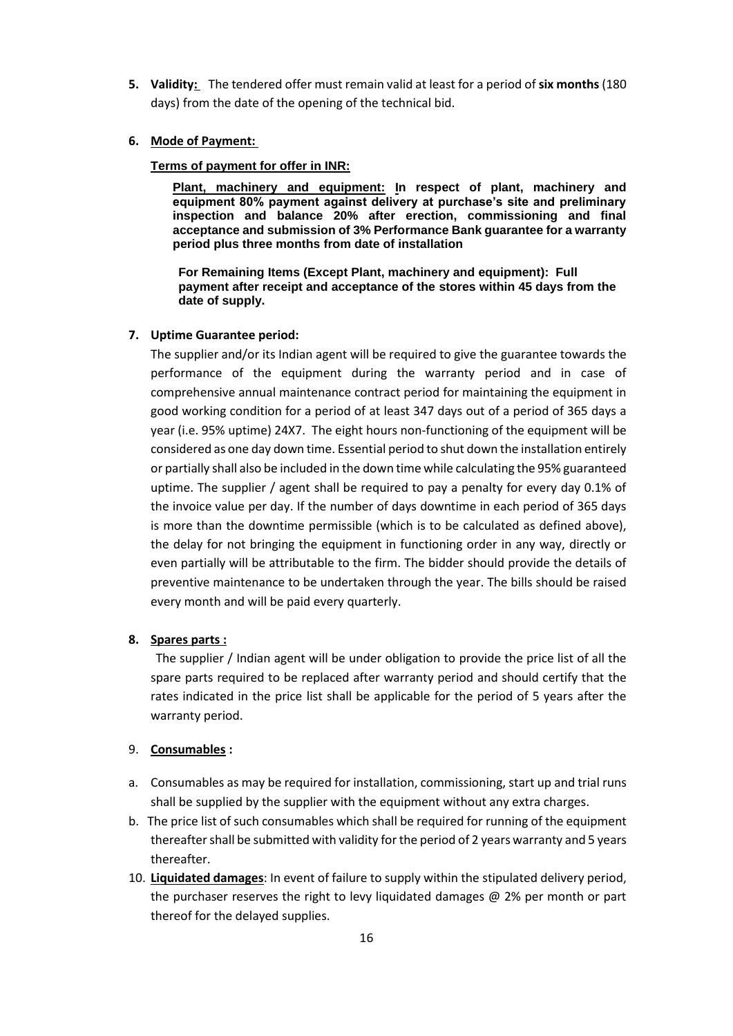**5. Validity:** The tendered offer must remain valid at least for a period of **six months** (180 days) from the date of the opening of the technical bid.

**6. Mode of Payment:**

**Terms of payment for offer in INR:**

**Plant, machinery and equipment: In respect of plant, machinery and equipment 80% payment against delivery at purchase's site and preliminary inspection and balance 20% after erection, commissioning and final acceptance and submission of 3% Performance Bank guarantee for a warranty period plus three months from date of installation**

**For Remaining Items (Except Plant, machinery and equipment): Full payment after receipt and acceptance of the stores within 45 days from the date of supply.**

**7. Uptime Guarantee period:**

The supplier and/or its Indian agent will be required to give the guarantee towards the performance of the equipment during the warranty period and in case of comprehensive annual maintenance contract period for maintaining the equipment in good working condition for a period of at least 347 days out of a period of 365 days a year (i.e. 95% uptime) 24X7. The eight hours non-functioning of the equipment will be considered as one day down time. Essential period to shut down the installation entirely or partially shall also be included in the down time while calculating the 95% guaranteed uptime. The supplier / agent shall be required to pay a penalty for every day 0.1% of the invoice value per day. If the number of days downtime in each period of 365 days is more than the downtime permissible (which is to be calculated as defined above), the delay for not bringing the equipment in functioning order in any way, directly or even partially will be attributable to the firm. The bidder should provide the details of preventive maintenance to be undertaken through the year. The bills should be raised every month and will be paid every quarterly.

**8. Spares parts :**

The supplier / Indian agent will be under obligation to provide the price list of all the spare parts required to be replaced after warranty period and should certify that the rates indicated in the price list shall be applicable for the period of 5 years after the warranty period.

9. **Consumables :**

a. Consumables as may be required for installation, commissioning, start up and trial runs shall be supplied by the supplier with the equipment without any extra charges.
b. The price list of such consumables which shall be required for running of the equipment thereafter shall be submitted with validity for the period of 2 years warranty and 5 years thereafter.

10. **Liquidated damages**: In event of failure to supply within the stipulated delivery period, the purchaser reserves the right to levy liquidated damages @ 2% per month or part thereof for the delayed supplies.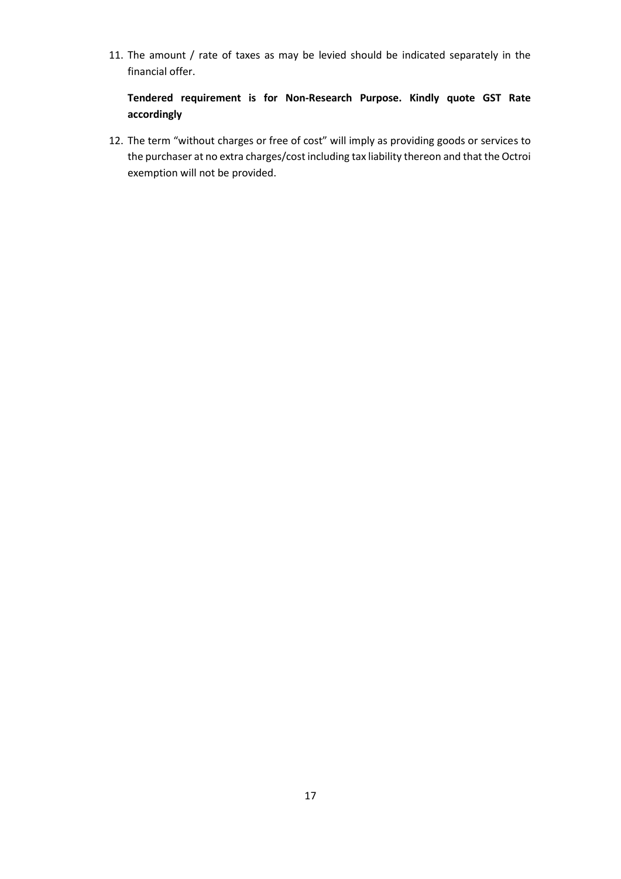11. The amount / rate of taxes as may be levied should be indicated separately in the financial offer.

    **Tendered requirement is for Non-Research Purpose. Kindly quote GST Rate accordingly**

12. The term “without charges or free of cost” will imply as providing goods or services to the purchaser at no extra charges/cost including tax liability thereon and that the Octroi exemption will not be provided.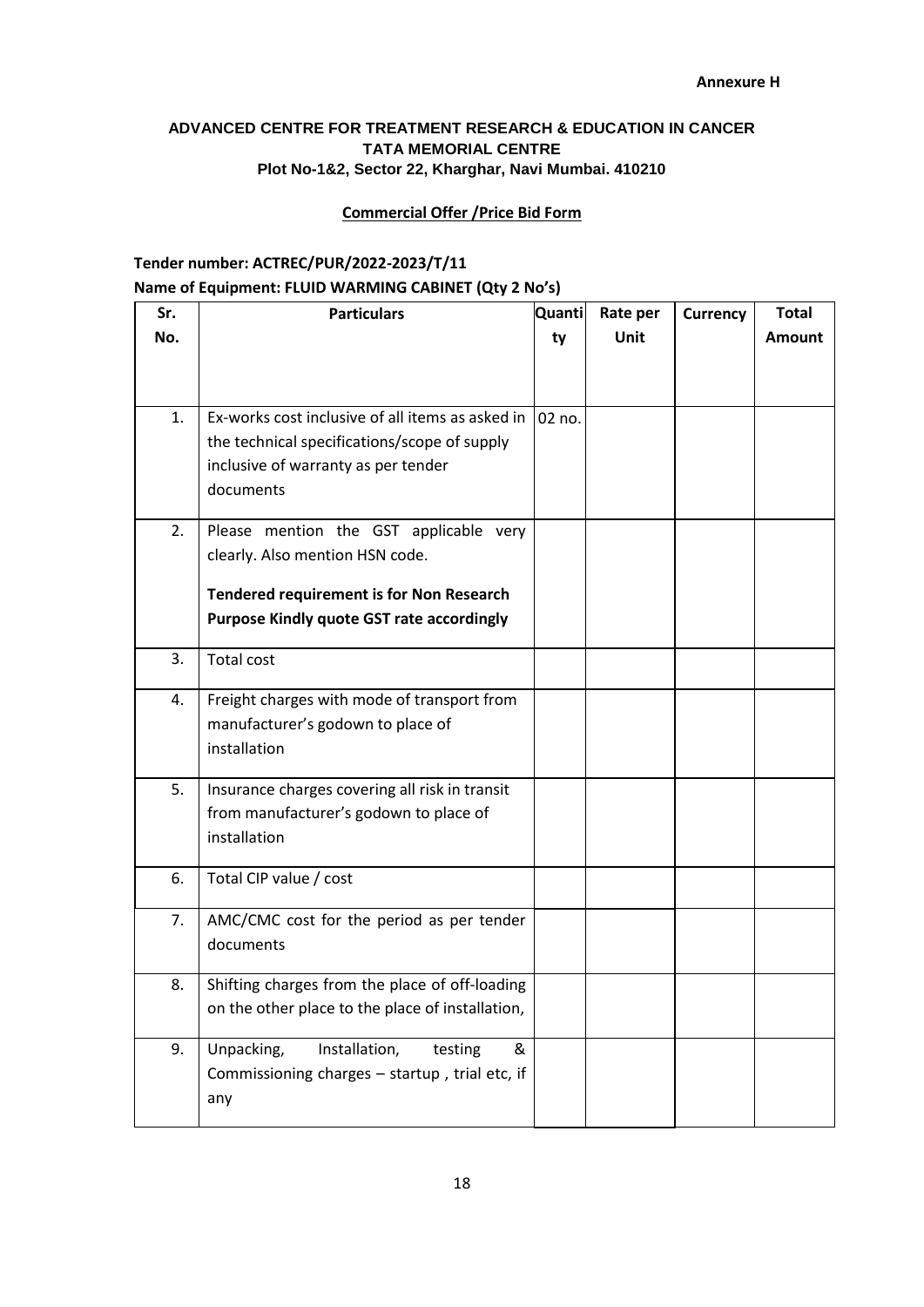**Annexure H**

**ADVANCED CENTRE FOR TREATMENT RESEARCH & EDUCATION IN CANCER**
**TATA MEMORIAL CENTRE**
**Plot No-1&2, Sector 22, Kharghar, Navi Mumbai. 410210**

**Commercial Offer /Price Bid Form**

**Tender number: ACTREC/PUR/2022-2023/T/11**
**Name of Equipment: FLUID WARMING CABINET (Qty 2 No's)**

| Sr. No. | Particulars | Quantity | Rate per Unit | Currency | Total Amount |
|---|---|---|---|---|---|
| 1. | Ex-works cost inclusive of all items as asked in the technical specifications/scope of supply inclusive of warranty as per tender documents | 02 no. | | | |
| 2. | Please mention the GST applicable very clearly. Also mention HSN code. **Tendered requirement is for Non Research Purpose Kindly quote GST rate accordingly** | | | | |
| 3. | Total cost | | | | |
| 4. | Freight charges with mode of transport from manufacturer's godown to place of installation | | | | |
| 5. | Insurance charges covering all risk in transit from manufacturer's godown to place of installation | | | | |
| 6. | Total CIP value / cost | | | | |
| 7. | AMC/CMC cost for the period as per tender documents | | | | |
| 8. | Shifting charges from the place of off-loading on the other place to the place of installation, | | | | |
| 9. | Unpacking, Installation, testing & Commissioning charges – startup , trial etc, if any | | | | |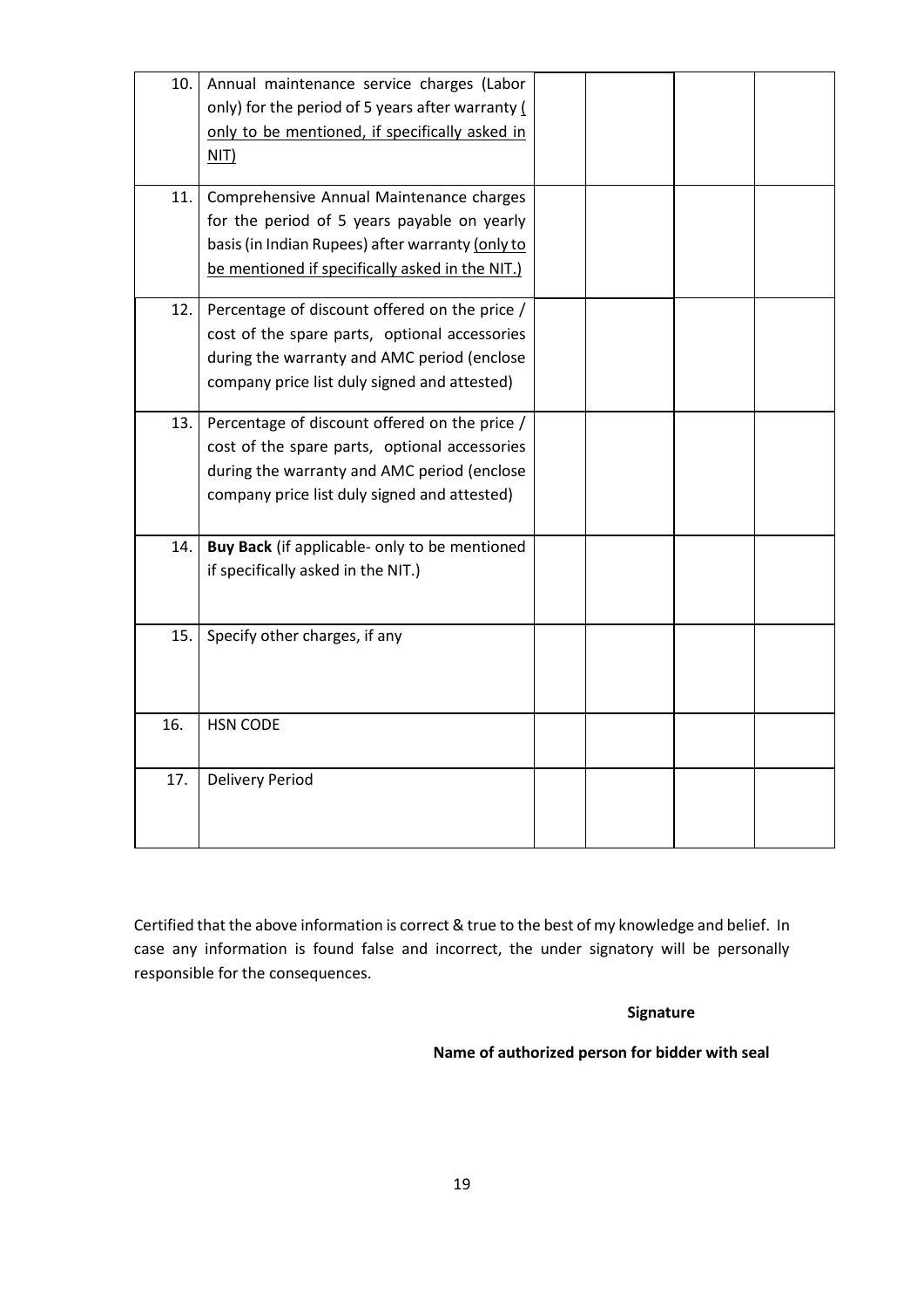| | | | | | |
|---|---|---|---|---|---|
| 10. | Annual maintenance service charges (Labor only) for the period of 5 years after warranty ( only to be mentioned, if specifically asked in NIT) | | | | |
| 11. | Comprehensive Annual Maintenance charges for the period of 5 years payable on yearly basis (in Indian Rupees) after warranty (only to be mentioned if specifically asked in the NIT.) | | | | |
| 12. | Percentage of discount offered on the price / cost of the spare parts, optional accessories during the warranty and AMC period (enclose company price list duly signed and attested) | | | | |
| 13. | Percentage of discount offered on the price / cost of the spare parts, optional accessories during the warranty and AMC period (enclose company price list duly signed and attested) | | | | |
| 14. | **Buy Back** (if applicable- only to be mentioned if specifically asked in the NIT.) | | | | |
| 15. | Specify other charges, if any | | | | |
| 16. | HSN CODE | | | | |
| 17. | Delivery Period | | | | |

Certified that the above information is correct & true to the best of my knowledge and belief. In case any information is found false and incorrect, the under signatory will be personally responsible for the consequences.

**Signature**

**Name of authorized person for bidder with seal**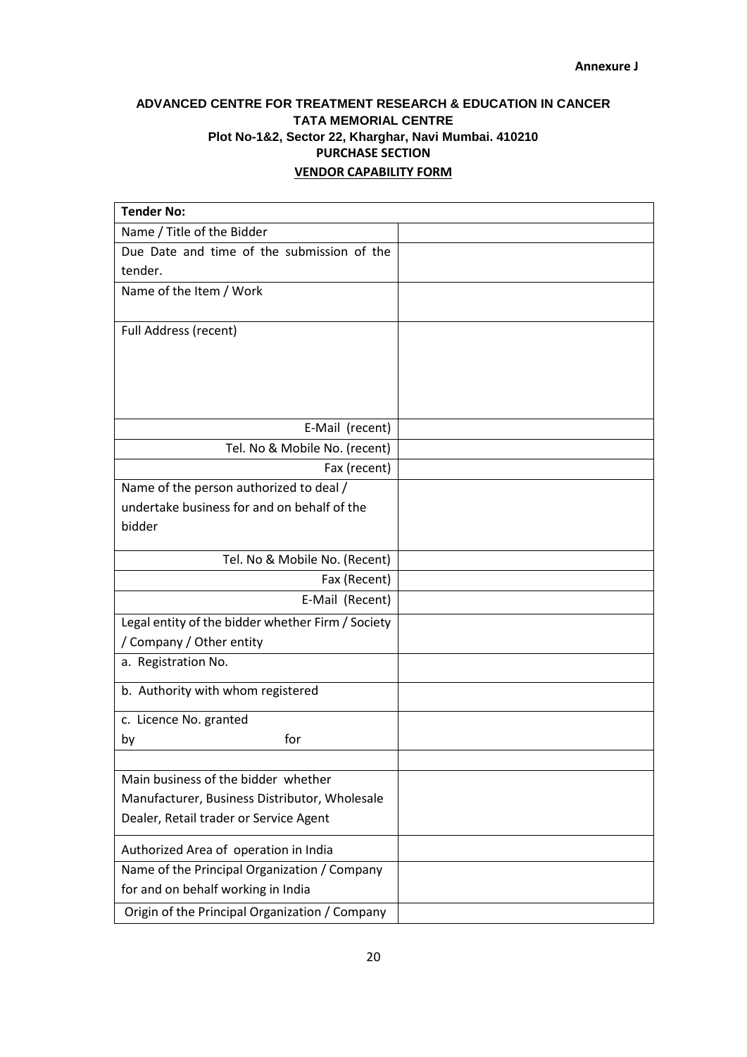**Annexure J**

**ADVANCED CENTRE FOR TREATMENT RESEARCH & EDUCATION IN CANCER**
**TATA MEMORIAL CENTRE**
**Plot No-1&2, Sector 22, Kharghar, Navi Mumbai. 410210**
**PURCHASE SECTION**
**VENDOR CAPABILITY FORM**

| **Tender No:** | |
|---|---|
| Name / Title of the Bidder | |
| Due Date and time of the submission of the tender. | |
| Name of the Item / Work | |
| Full Address (recent) | |
| E-Mail (recent) | |
| Tel. No & Mobile No. (recent) | |
| Fax (recent) | |
| Name of the person authorized to deal / undertake business for and on behalf of the bidder | |
| Tel. No & Mobile No. (Recent) | |
| Fax (Recent) | |
| E-Mail (Recent) | |
| Legal entity of the bidder whether Firm / Society / Company / Other entity | |
| a. Registration No. | |
| b. Authority with whom registered | |
| c. Licence No. granted by for | |
| | |
| Main business of the bidder whether Manufacturer, Business Distributor, Wholesale Dealer, Retail trader or Service Agent | |
| Authorized Area of operation in India | |
| Name of the Principal Organization / Company for and on behalf working in India | |
| Origin of the Principal Organization / Company | |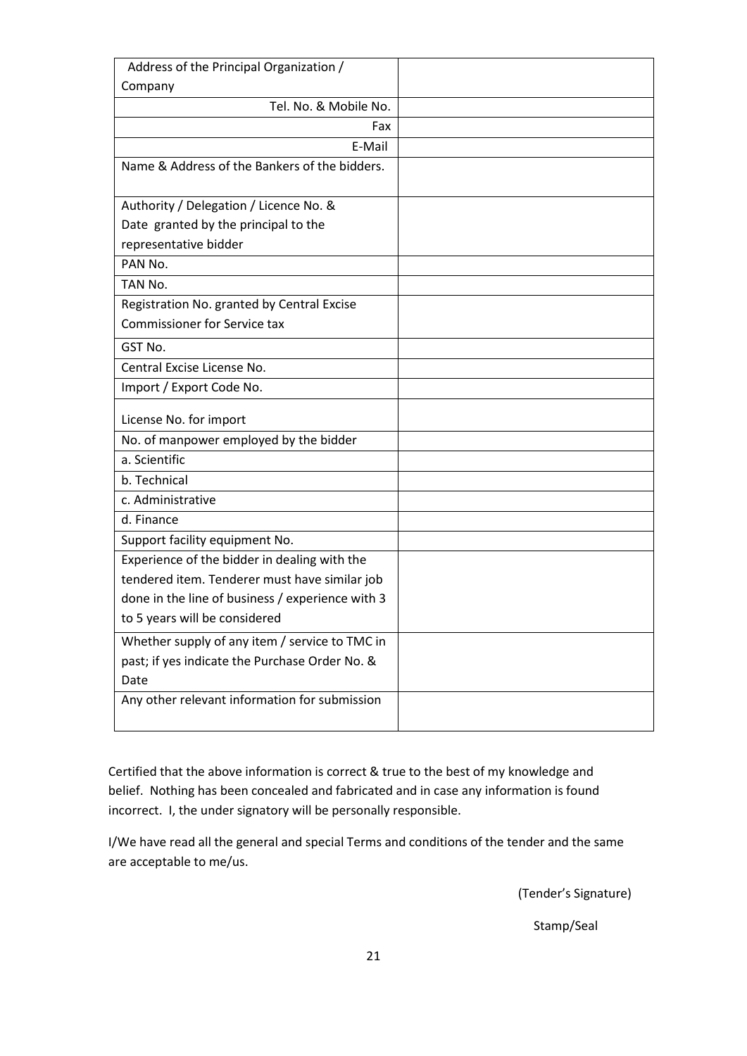| Address of the Principal Organization / Company | |
| --- | --- |
| Tel. No. & Mobile No. | |
| Fax | |
| E-Mail | |
| Name & Address of the Bankers of the bidders. | |
| Authority / Delegation / Licence No. & Date granted by the principal to the representative bidder | |
| PAN No. | |
| TAN No. | |
| Registration No. granted by Central Excise Commissioner for Service tax | |
| GST No. | |
| Central Excise License No. | |
| Import / Export Code No. | |
| License No. for import | |
| No. of manpower employed by the bidder | |
| a. Scientific | |
| b. Technical | |
| c. Administrative | |
| d. Finance | |
| Support facility equipment No. | |
| Experience of the bidder in dealing with the tendered item. Tenderer must have similar job done in the line of business / experience with 3 to 5 years will be considered | |
| Whether supply of any item / service to TMC in past; if yes indicate the Purchase Order No. & Date | |
| Any other relevant information for submission | |

Certified that the above information is correct & true to the best of my knowledge and belief. Nothing has been concealed and fabricated and in case any information is found incorrect. I, the under signatory will be personally responsible.

I/We have read all the general and special Terms and conditions of the tender and the same are acceptable to me/us.

(Tender's Signature)

Stamp/Seal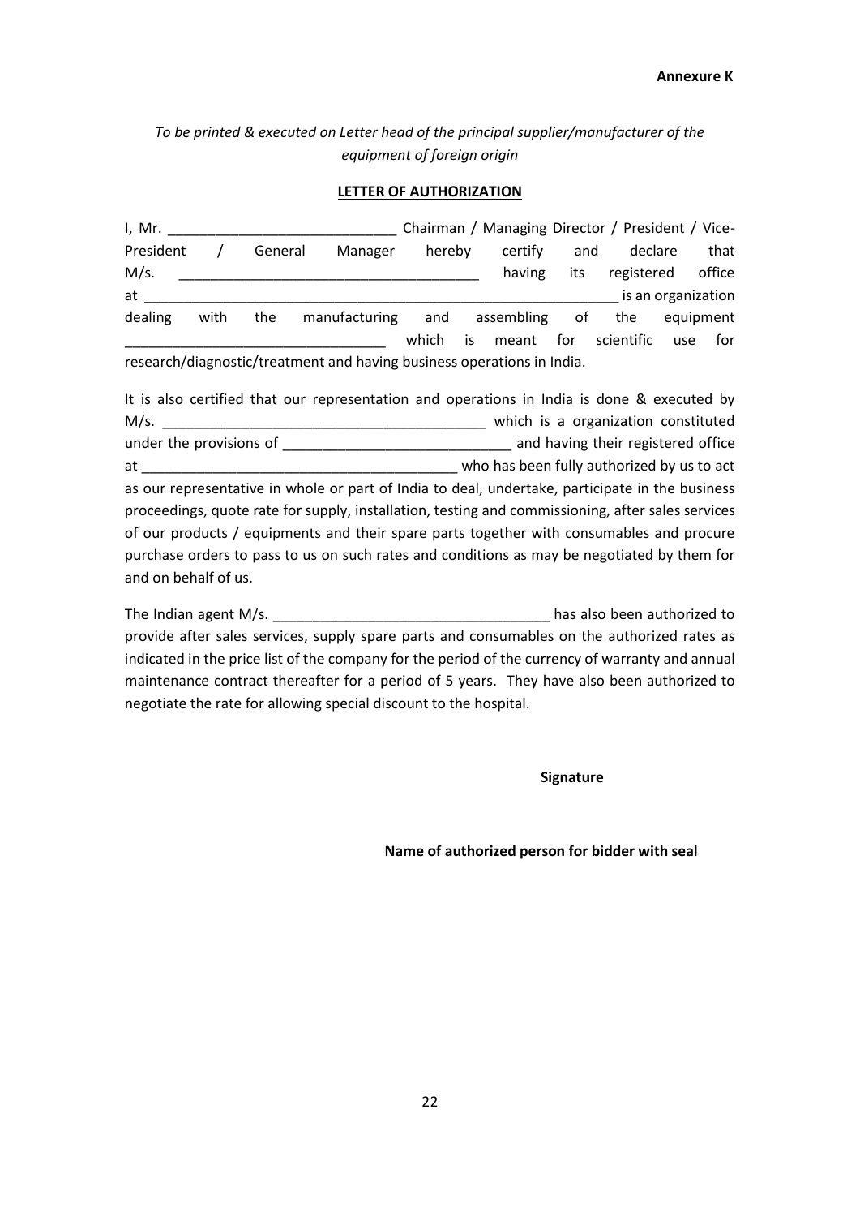**Annexure K**

*To be printed & executed on Letter head of the principal supplier/manufacturer of the equipment of foreign origin*

**LETTER OF AUTHORIZATION**

I, Mr. ____________________________ Chairman / Managing Director / President / Vice-President / General Manager hereby certify and declare that M/s. _____________________________________ having its registered office at _____________________________________________________________ is an organization dealing with the manufacturing and assembling of the equipment ________________________________ which is meant for scientific use for research/diagnostic/treatment and having business operations in India.

It is also certified that our representation and operations in India is done & executed by M/s. _________________________________________ which is a organization constituted under the provisions of ____________________________ and having their registered office at _______________________________________ who has been fully authorized by us to act as our representative in whole or part of India to deal, undertake, participate in the business proceedings, quote rate for supply, installation, testing and commissioning, after sales services of our products / equipments and their spare parts together with consumables and procure purchase orders to pass to us on such rates and conditions as may be negotiated by them for and on behalf of us.

The Indian agent M/s. __________________________________ has also been authorized to provide after sales services, supply spare parts and consumables on the authorized rates as indicated in the price list of the company for the period of the currency of warranty and annual maintenance contract thereafter for a period of 5 years. They have also been authorized to negotiate the rate for allowing special discount to the hospital.

**Signature**

**Name of authorized person for bidder with seal**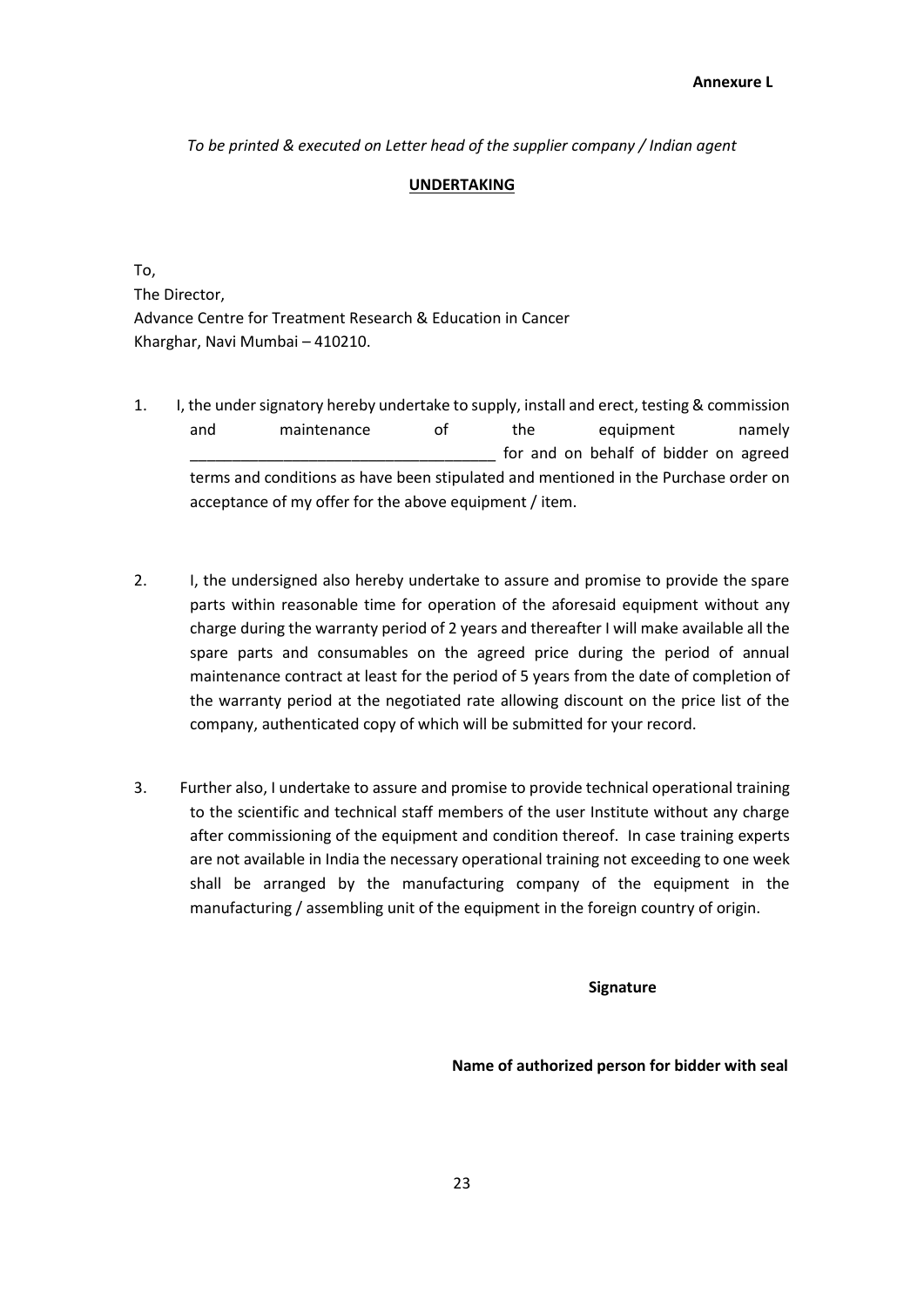**Annexure L**

*To be printed & executed on Letter head of the supplier company / Indian agent*

**UNDERTAKING**

To,
The Director,
Advance Centre for Treatment Research & Education in Cancer
Kharghar, Navi Mumbai – 410210.

1. I, the under signatory hereby undertake to supply, install and erect, testing & commission and maintenance of the equipment namely ____________________________________ for and on behalf of bidder on agreed terms and conditions as have been stipulated and mentioned in the Purchase order on acceptance of my offer for the above equipment / item.

2. I, the undersigned also hereby undertake to assure and promise to provide the spare parts within reasonable time for operation of the aforesaid equipment without any charge during the warranty period of 2 years and thereafter I will make available all the spare parts and consumables on the agreed price during the period of annual maintenance contract at least for the period of 5 years from the date of completion of the warranty period at the negotiated rate allowing discount on the price list of the company, authenticated copy of which will be submitted for your record.

3. Further also, I undertake to assure and promise to provide technical operational training to the scientific and technical staff members of the user Institute without any charge after commissioning of the equipment and condition thereof. In case training experts are not available in India the necessary operational training not exceeding to one week shall be arranged by the manufacturing company of the equipment in the manufacturing / assembling unit of the equipment in the foreign country of origin.

**Signature**

**Name of authorized person for bidder with seal**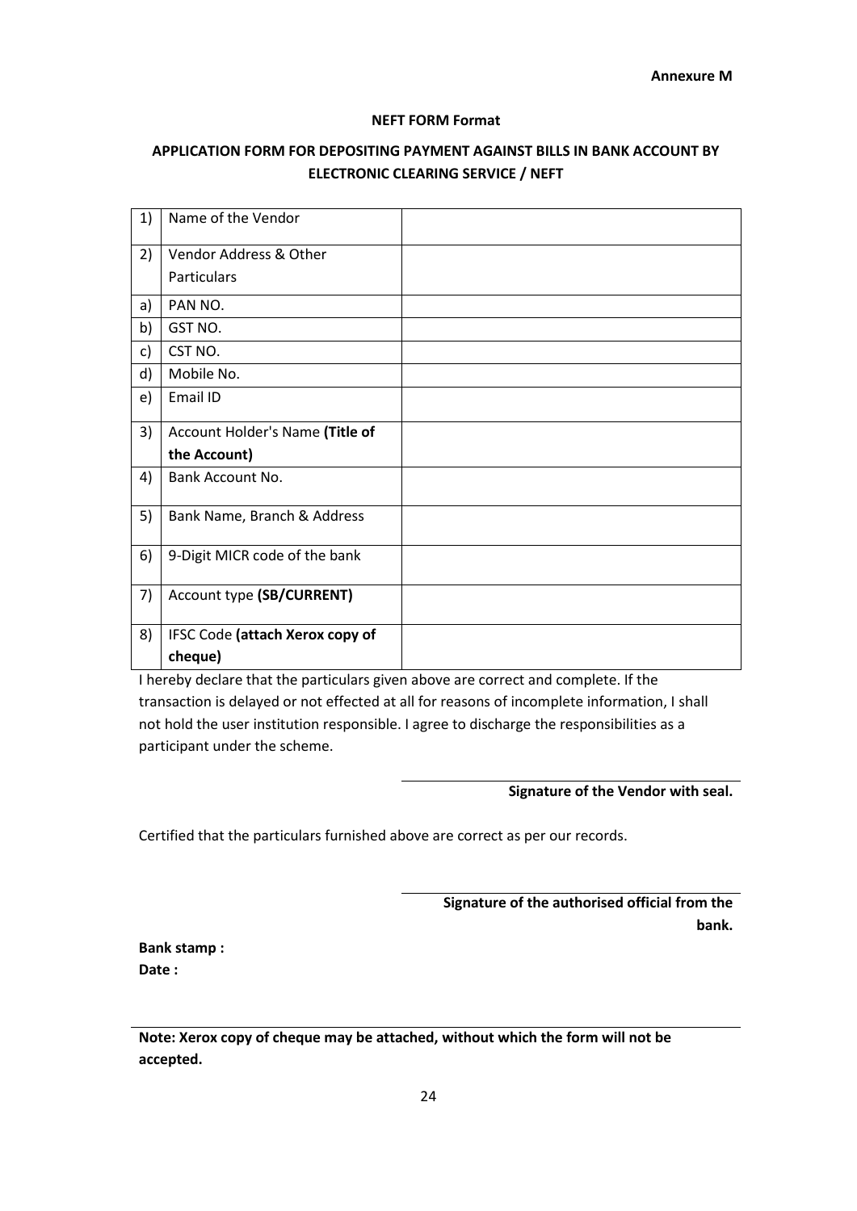**Annexure M**

**NEFT FORM Format**

**APPLICATION FORM FOR DEPOSITING PAYMENT AGAINST BILLS IN BANK ACCOUNT BY ELECTRONIC CLEARING SERVICE / NEFT**

| | | |
|---|---|---|
| 1) | Name of the Vendor | |
| 2) | Vendor Address & Other Particulars | |
| a) | PAN NO. | |
| b) | GST NO. | |
| c) | CST NO. | |
| d) | Mobile No. | |
| e) | Email ID | |
| 3) | Account Holder's Name **(Title of the Account)** | |
| 4) | Bank Account No. | |
| 5) | Bank Name, Branch & Address | |
| 6) | 9-Digit MICR code of the bank | |
| 7) | Account type **(SB/CURRENT)** | |
| 8) | IFSC Code **(attach Xerox copy of cheque)** | |

I hereby declare that the particulars given above are correct and complete. If the transaction is delayed or not effected at all for reasons of incomplete information, I shall not hold the user institution responsible. I agree to discharge the responsibilities as a participant under the scheme.

**Signature of the Vendor with seal.**

Certified that the particulars furnished above are correct as per our records.

**Signature of the authorised official from the bank.**

**Bank stamp :**
**Date :**

**Note: Xerox copy of cheque may be attached, without which the form will not be accepted.**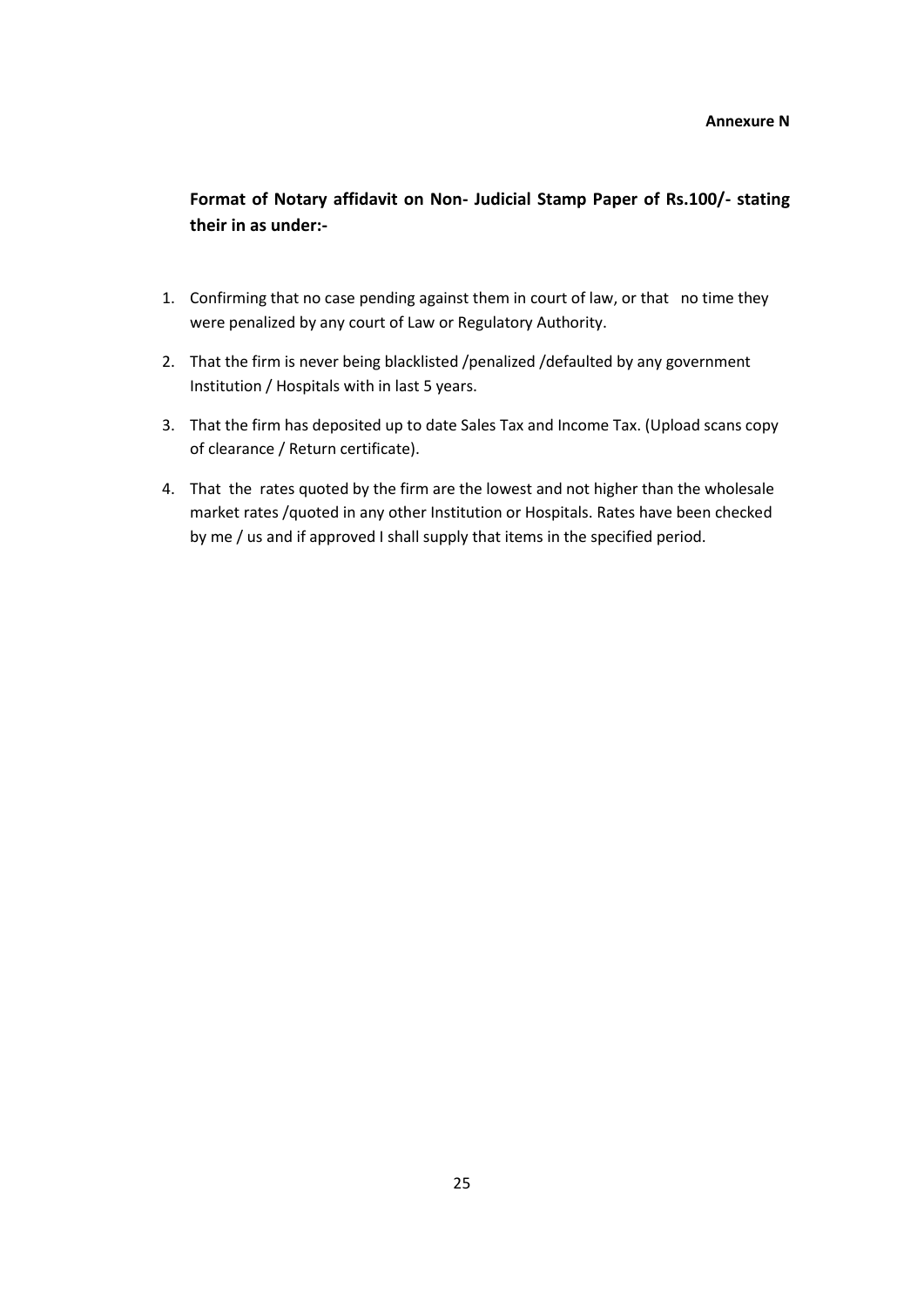**Annexure N**

**Format of Notary affidavit on Non- Judicial Stamp Paper of Rs.100/- stating their in as under:-**

1. Confirming that no case pending against them in court of law, or that no time they were penalized by any court of Law or Regulatory Authority.
2. That the firm is never being blacklisted /penalized /defaulted by any government Institution / Hospitals with in last 5 years.
3. That the firm has deposited up to date Sales Tax and Income Tax. (Upload scans copy of clearance / Return certificate).
4. That the rates quoted by the firm are the lowest and not higher than the wholesale market rates /quoted in any other Institution or Hospitals. Rates have been checked by me / us and if approved I shall supply that items in the specified period.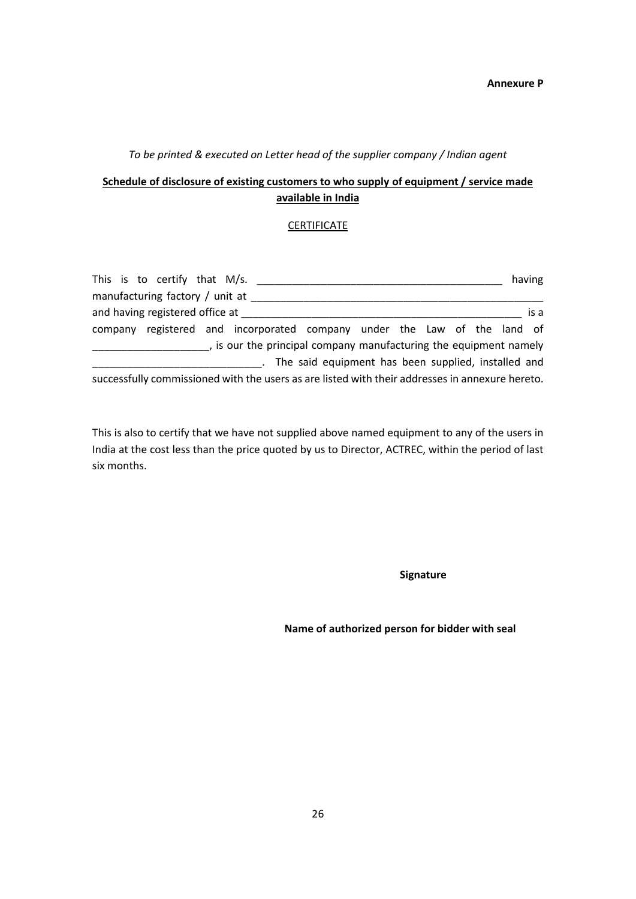**Annexure P**

*To be printed & executed on Letter head of the supplier company / Indian agent*

**<u>Schedule of disclosure of existing customers to who supply of equipment / service made available in India</u>**

<u>CERTIFICATE</u>

This is to certify that M/s. __________________________________________ having manufacturing factory / unit at ____________________________________________________ and having registered office at _________________________________________________ is a company registered and incorporated company under the Law of the land of ____________________, is our the principal company manufacturing the equipment namely _____________________________. The said equipment has been supplied, installed and successfully commissioned with the users as are listed with their addresses in annexure hereto.

This is also to certify that we have not supplied above named equipment to any of the users in India at the cost less than the price quoted by us to Director, ACTREC, within the period of last six months.

**Signature**

**Name of authorized person for bidder with seal**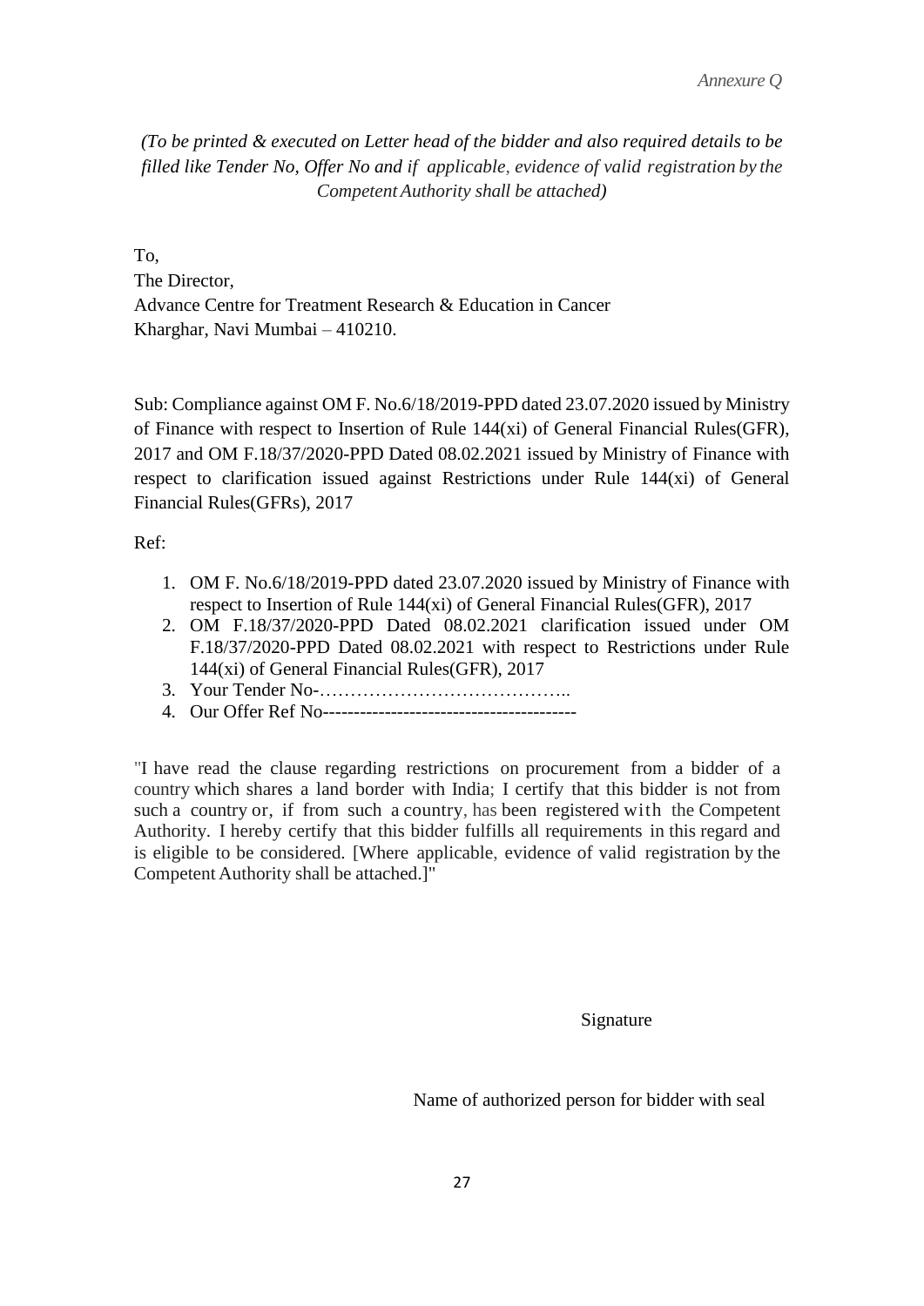*Annexure Q*

*(To be printed & executed on Letter head of the bidder and also required details to be filled like Tender No, Offer No and if applicable, evidence of valid registration by the Competent Authority shall be attached)*

To,
The Director,
Advance Centre for Treatment Research & Education in Cancer
Kharghar, Navi Mumbai – 410210.

Sub: Compliance against OM F. No.6/18/2019-PPD dated 23.07.2020 issued by Ministry of Finance with respect to Insertion of Rule 144(xi) of General Financial Rules(GFR), 2017 and OM F.18/37/2020-PPD Dated 08.02.2021 issued by Ministry of Finance with respect to clarification issued against Restrictions under Rule 144(xi) of General Financial Rules(GFRs), 2017

Ref:

1. OM F. No.6/18/2019-PPD dated 23.07.2020 issued by Ministry of Finance with respect to Insertion of Rule 144(xi) of General Financial Rules(GFR), 2017
2. OM F.18/37/2020-PPD Dated 08.02.2021 clarification issued under OM F.18/37/2020-PPD Dated 08.02.2021 with respect to Restrictions under Rule 144(xi) of General Financial Rules(GFR), 2017
3. Your Tender No-…………………………………..
4. Our Offer Ref No----------------------------------------

"I have read the clause regarding restrictions on procurement from a bidder of a country which shares a land border with India; I certify that this bidder is not from such a country or, if from such a country, has been registered with the Competent Authority. I hereby certify that this bidder fulfills all requirements in this regard and is eligible to be considered. [Where applicable, evidence of valid registration by the Competent Authority shall be attached.]"

Signature

Name of authorized person for bidder with seal